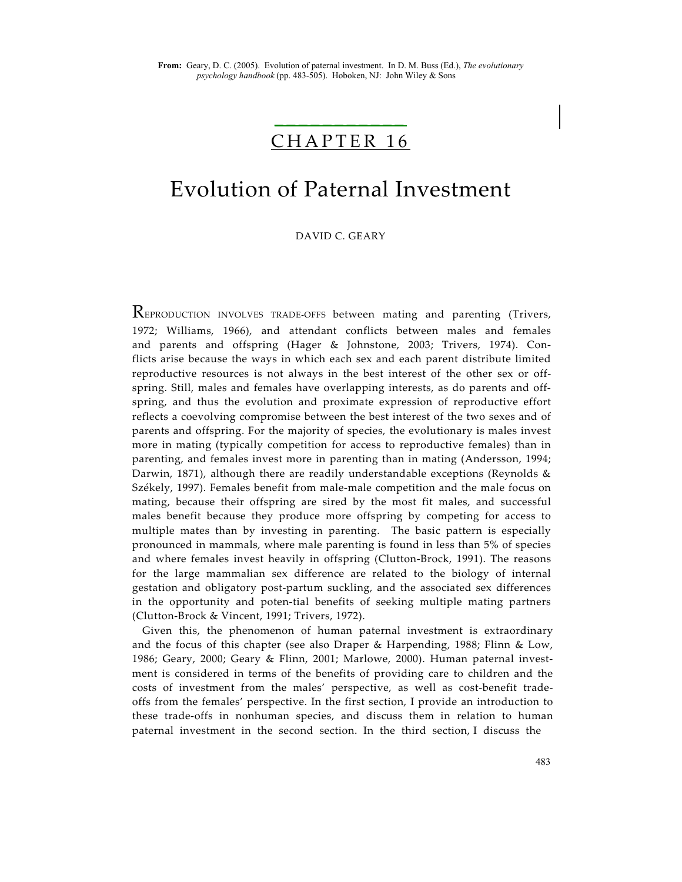**From:** Geary, D. C. (2005). Evolution of paternal investment. In D. M. Buss (Ed.), *The evolutionary psychology handbook* (pp. 483-505). Hoboken, NJ: John Wiley & Sons

# CHAPTER 16

# Evolution of Paternal Investment

DAVID C. GEARY

REPRODUCTION INVOLVES TRADE-OFFS between mating and parenting (Trivers, 1972; Williams, 1966), and attendant conflicts between males and females and parents and offspring (Hager & Johnstone, 2003; Trivers, 1974). Conflicts arise because the ways in which each sex and each parent distribute limited reproductive resources is not always in the best interest of the other sex or offspring. Still, males and females have overlapping interests, as do parents and offspring, and thus the evolution and proximate expression of reproductive effort reflects a coevolving compromise between the best interest of the two sexes and of parents and offspring. For the majority of species, the evolutionary is males invest more in mating (typically competition for access to reproductive females) than in parenting, and females invest more in parenting than in mating (Andersson, 1994; Darwin, 1871), although there are readily understandable exceptions (Reynolds & Székely, 1997). Females benefit from male-male competition and the male focus on mating, because their offspring are sired by the most fit males, and successful males benefit because they produce more offspring by competing for access to multiple mates than by investing in parenting. The basic pattern is especially pronounced in mammals, where male parenting is found in less than 5% of species and where females invest heavily in offspring (Clutton-Brock, 1991). The reasons for the large mammalian sex difference are related to the biology of internal gestation and obligatory post-partum suckling, and the associated sex differences in the opportunity and poten-tial benefits of seeking multiple mating partners (Clutton-Brock & Vincent, 1991; Trivers, 1972).

Given this, the phenomenon of human paternal investment is extraordinary and the focus of this chapter (see also Draper & Harpending, 1988; Flinn & Low, 1986; Geary, 2000; Geary & Flinn, 2001; Marlowe, 2000). Human paternal investment is considered in terms of the benefits of providing care to children and the costs of investment from the males' perspective, as well as cost-benefit trade-offs from the females' perspective. In the first section, I provide an introduction to these trade-offs in nonhuman species, and discuss them in relation to human paternal investment in the second section. In the third section, I discuss the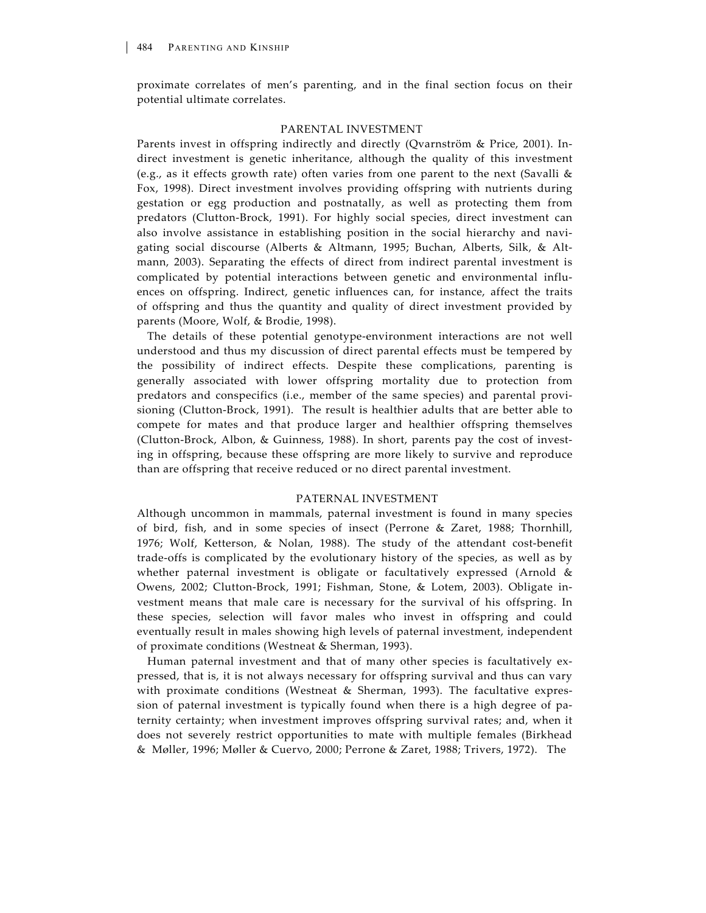proximate correlates of men's parenting, and in the final section focus on their potential ultimate correlates.

## PARENTAL INVESTMENT

Parents invest in offspring indirectly and directly (Qvarnström & Price, 2001). Indirect investment is genetic inheritance, although the quality of this investment (e.g., as it effects growth rate) often varies from one parent to the next (Savalli & Fox, 1998). Direct investment involves providing offspring with nutrients during gestation or egg production and postnatally, as well as protecting them from predators (Clutton-Brock, 1991). For highly social species, direct investment can also involve assistance in establishing position in the social hierarchy and navigating social discourse (Alberts & Altmann, 1995; Buchan, Alberts, Silk, & Altmann, 2003). Separating the effects of direct from indirect parental investment is complicated by potential interactions between genetic and environmental influences on offspring. Indirect, genetic influences can, for instance, affect the traits of offspring and thus the quantity and quality of direct investment provided by parents (Moore, Wolf, & Brodie, 1998).

The details of these potential genotype-environment interactions are not well understood and thus my discussion of direct parental effects must be tempered by the possibility of indirect effects. Despite these complications, parenting is generally associated with lower offspring mortality due to protection from predators and conspecifics (i.e., member of the same species) and parental provisioning (Clutton-Brock, 1991). The result is healthier adults that are better able to compete for mates and that produce larger and healthier offspring themselves (Clutton-Brock, Albon, & Guinness, 1988). In short, parents pay the cost of investing in offspring, because these offspring are more likely to survive and reproduce than are offspring that receive reduced or no direct parental investment.

## PATERNAL INVESTMENT

Although uncommon in mammals, paternal investment is found in many species of bird, fish, and in some species of insect (Perrone & Zaret, 1988; Thornhill, 1976; Wolf, Ketterson, & Nolan, 1988). The study of the attendant cost-benefit trade-offs is complicated by the evolutionary history of the species, as well as by whether paternal investment is obligate or facultatively expressed (Arnold & Owens, 2002; Clutton-Brock, 1991; Fishman, Stone, & Lotem, 2003). Obligate investment means that male care is necessary for the survival of his offspring. In these species, selection will favor males who invest in offspring and could eventually result in males showing high levels of paternal investment, independent of proximate conditions (Westneat & Sherman, 1993).

Human paternal investment and that of many other species is facultatively expressed, that is, it is not always necessary for offspring survival and thus can vary with proximate conditions (Westneat & Sherman, 1993). The facultative expression of paternal investment is typically found when there is a high degree of paternity certainty; when investment improves offspring survival rates; and, when it does not severely restrict opportunities to mate with multiple females (Birkhead & Møller, 1996; Møller & Cuervo, 2000; Perrone & Zaret, 1988; Trivers, 1972). The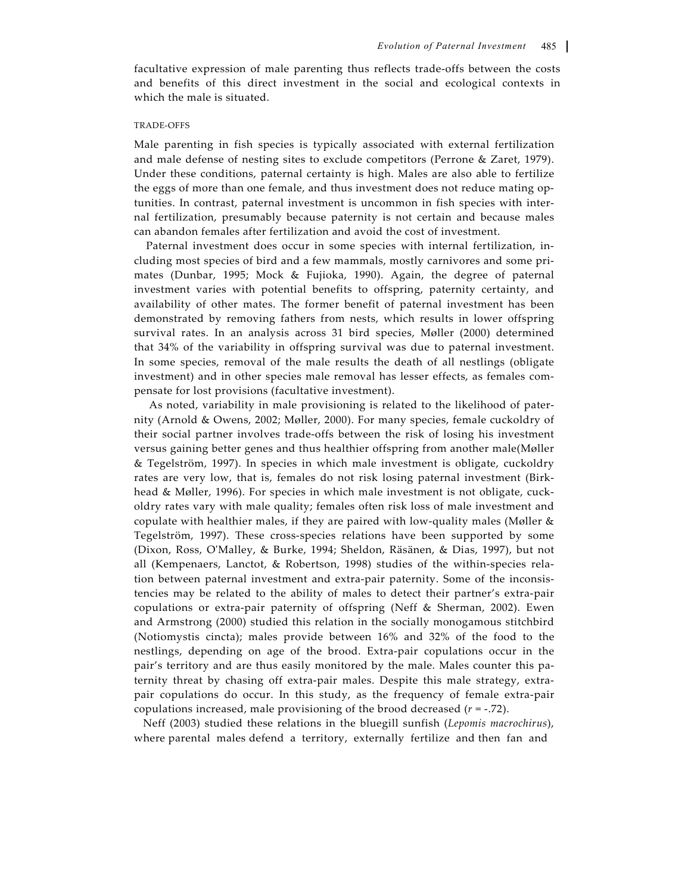facultative expression of male parenting thus reflects trade-offs between the costs and benefits of this direct investment in the social and ecological contexts in which the male is situated.

### TRADE-OFFS

Male parenting in fish species is typically associated with external fertilization and male defense of nesting sites to exclude competitors (Perrone & Zaret, 1979). Under these conditions, paternal certainty is high. Males are also able to fertilize the eggs of more than one female, and thus investment does not reduce mating optunities. In contrast, paternal investment is uncommon in fish species with internal fertilization, presumably because paternity is not certain and because males can abandon females after fertilization and avoid the cost of investment.

Paternal investment does occur in some species with internal fertilization, including most species of bird and a few mammals, mostly carnivores and some primates (Dunbar, 1995; Mock & Fujioka, 1990). Again, the degree of paternal investment varies with potential benefits to offspring, paternity certainty, and availability of other mates. The former benefit of paternal investment has been demonstrated by removing fathers from nests, which results in lower offspring survival rates. In an analysis across 31 bird species, Møller (2000) determined that 34% of the variability in offspring survival was due to paternal investment. In some species, removal of the male results the death of all nestlings (obligate investment) and in other species male removal has lesser effects, as females compensate for lost provisions (facultative investment).

As noted, variability in male provisioning is related to the likelihood of paternity (Arnold & Owens, 2002; Møller, 2000). For many species, female cuckoldry of their social partner involves trade-offs between the risk of losing his investment versus gaining better genes and thus healthier offspring from another male(Møller & Tegelström, 1997). In species in which male investment is obligate, cuckoldry rates are very low, that is, females do not risk losing paternal investment (Birkhead & Møller, 1996). For species in which male investment is not obligate, cuckoldry rates vary with male quality; females often risk loss of male investment and copulate with healthier males, if they are paired with low-quality males (Møller & Tegelström, 1997). These cross-species relations have been supported by some (Dixon, Ross, O'Malley, & Burke, 1994; Sheldon, Räsänen, & Dias, 1997), but not all (Kempenaers, Lanctot, & Robertson, 1998) studies of the within-species relation between paternal investment and extra-pair paternity. Some of the inconsistencies may be related to the ability of males to detect their partner's extra-pair copulations or extra-pair paternity of offspring (Neff & Sherman, 2002). Ewen and Armstrong (2000) studied this relation in the socially monogamous stitchbird (Notiomystis cincta); males provide between 16% and 32% of the food to the nestlings, depending on age of the brood. Extra-pair copulations occur in the pair's territory and are thus easily monitored by the male. Males counter this paternity threat by chasing off extra-pair males. Despite this male strategy, extra-pair copulations do occur. In this study, as the frequency of female extra-pair copulations increased, male provisioning of the brood decreased ($r$ = -.72).

Neff (2003) studied these relations in the bluegill sunfish (*Lepomis macrochirus*), where parental males defend a territory, externally fertilize and then fan and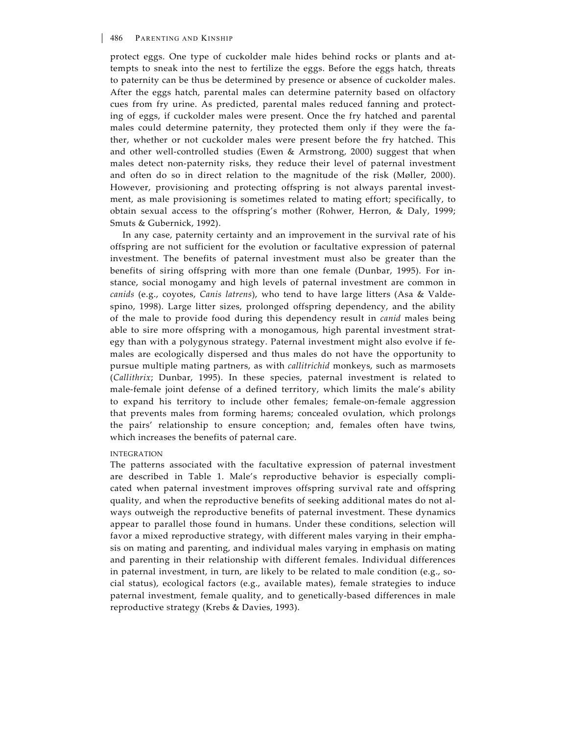protect eggs. One type of cuckolder male hides behind rocks or plants and attempts to sneak into the nest to fertilize the eggs. Before the eggs hatch, threats to paternity can be thus be determined by presence or absence of cuckolder males. After the eggs hatch, parental males can determine paternity based on olfactory cues from fry urine. As predicted, parental males reduced fanning and protecting of eggs, if cuckolder males were present. Once the fry hatched and parental males could determine paternity, they protected them only if they were the father, whether or not cuckolder males were present before the fry hatched. This and other well-controlled studies (Ewen & Armstrong, 2000) suggest that when males detect non-paternity risks, they reduce their level of paternal investment and often do so in direct relation to the magnitude of the risk (Møller, 2000). However, provisioning and protecting offspring is not always parental investment, as male provisioning is sometimes related to mating effort; specifically, to obtain sexual access to the offspring's mother (Rohwer, Herron, & Daly, 1999; Smuts & Gubernick, 1992).

In any case, paternity certainty and an improvement in the survival rate of his offspring are not sufficient for the evolution or facultative expression of paternal investment. The benefits of paternal investment must also be greater than the benefits of siring offspring with more than one female (Dunbar, 1995). For instance, social monogamy and high levels of paternal investment are common in *canids* (e.g., coyotes, *Canis latrens*), who tend to have large litters (Asa & Valdespino, 1998). Large litter sizes, prolonged offspring dependency, and the ability of the male to provide food during this dependency result in *canid* males being able to sire more offspring with a monogamous, high parental investment strategy than with a polygynous strategy. Paternal investment might also evolve if females are ecologically dispersed and thus males do not have the opportunity to pursue multiple mating partners, as with *callitrichid* monkeys, such as marmosets (*Callithrix*; Dunbar, 1995). In these species, paternal investment is related to male-female joint defense of a defined territory, which limits the male's ability to expand his territory to include other females; female-on-female aggression that prevents males from forming harems; concealed ovulation, which prolongs the pairs' relationship to ensure conception; and, females often have twins, which increases the benefits of paternal care.

#### INTEGRATION

The patterns associated with the facultative expression of paternal investment are described in Table 1. Male's reproductive behavior is especially complicated when paternal investment improves offspring survival rate and offspring quality, and when the reproductive benefits of seeking additional mates do not always outweigh the reproductive benefits of paternal investment. These dynamics appear to parallel those found in humans. Under these conditions, selection will favor a mixed reproductive strategy, with different males varying in their emphasis on mating and parenting, and individual males varying in emphasis on mating and parenting in their relationship with different females. Individual differences in paternal investment, in turn, are likely to be related to male condition (e.g., social status), ecological factors (e.g., available mates), female strategies to induce paternal investment, female quality, and to genetically-based differences in male reproductive strategy (Krebs & Davies, 1993).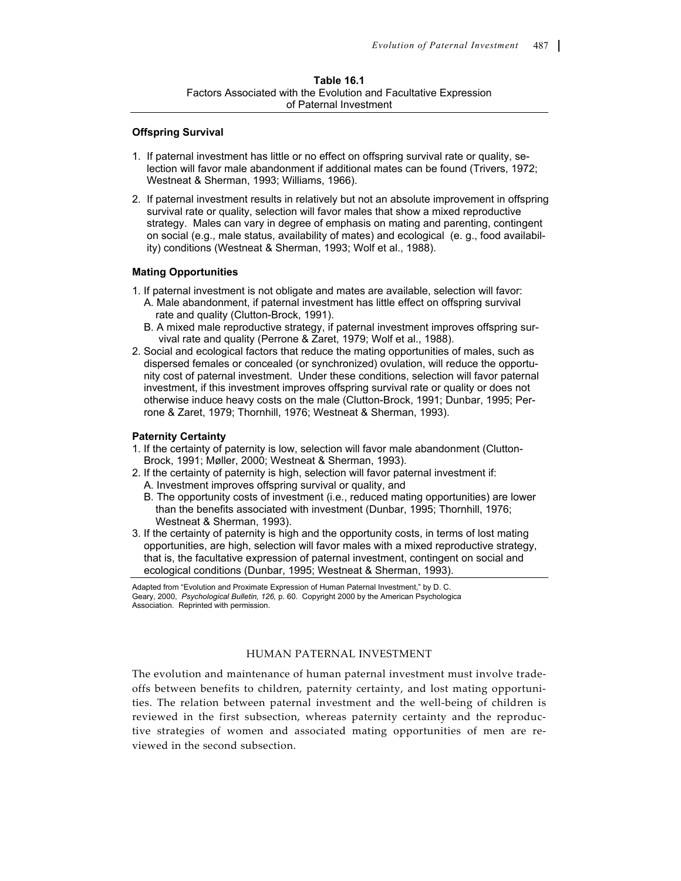**Table 16.1**
Factors Associated with the Evolution and Facultative Expression of Paternal Investment

**Offspring Survival**

1. If paternal investment has little or no effect on offspring survival rate or quality, selection will favor male abandonment if additional mates can be found (Trivers, 1972; Westneat & Sherman, 1993; Williams, 1966).
2. If paternal investment results in relatively but not an absolute improvement in offspring survival rate or quality, selection will favor males that show a mixed reproductive strategy. Males can vary in degree of emphasis on mating and parenting, contingent on social (e.g., male status, availability of mates) and ecological (e. g., food availability) conditions (Westneat & Sherman, 1993; Wolf et al., 1988).

**Mating Opportunities**

1. If paternal investment is not obligate and mates are available, selection will favor:
   A. Male abandonment, if paternal investment has little effect on offspring survival rate and quality (Clutton-Brock, 1991).
   B. A mixed male reproductive strategy, if paternal investment improves offspring survival rate and quality (Perrone & Zaret, 1979; Wolf et al., 1988).
2. Social and ecological factors that reduce the mating opportunities of males, such as dispersed females or concealed (or synchronized) ovulation, will reduce the opportunity cost of paternal investment. Under these conditions, selection will favor paternal investment, if this investment improves offspring survival rate or quality or does not otherwise induce heavy costs on the male (Clutton-Brock, 1991; Dunbar, 1995; Perrone & Zaret, 1979; Thornhill, 1976; Westneat & Sherman, 1993).

**Paternity Certainty**

1. If the certainty of paternity is low, selection will favor male abandonment (Clutton-Brock, 1991; Møller, 2000; Westneat & Sherman, 1993).
2. If the certainty of paternity is high, selection will favor paternal investment if:
   A. Investment improves offspring survival or quality, and
   B. The opportunity costs of investment (i.e., reduced mating opportunities) are lower than the benefits associated with investment (Dunbar, 1995; Thornhill, 1976; Westneat & Sherman, 1993).
3. If the certainty of paternity is high and the opportunity costs, in terms of lost mating opportunities, are high, selection will favor males with a mixed reproductive strategy, that is, the facultative expression of paternal investment, contingent on social and ecological conditions (Dunbar, 1995; Westneat & Sherman, 1993).

Adapted from "Evolution and Proximate Expression of Human Paternal Investment," by D. C. Geary, 2000, *Psychological Bulletin, 126,* p. 60. Copyright 2000 by the American Psychologica Association. Reprinted with permission.

## HUMAN PATERNAL INVESTMENT

The evolution and maintenance of human paternal investment must involve tradeoffs between benefits to children, paternity certainty, and lost mating opportunities. The relation between paternal investment and the well-being of children is reviewed in the first subsection, whereas paternity certainty and the reproductive strategies of women and associated mating opportunities of men are reviewed in the second subsection.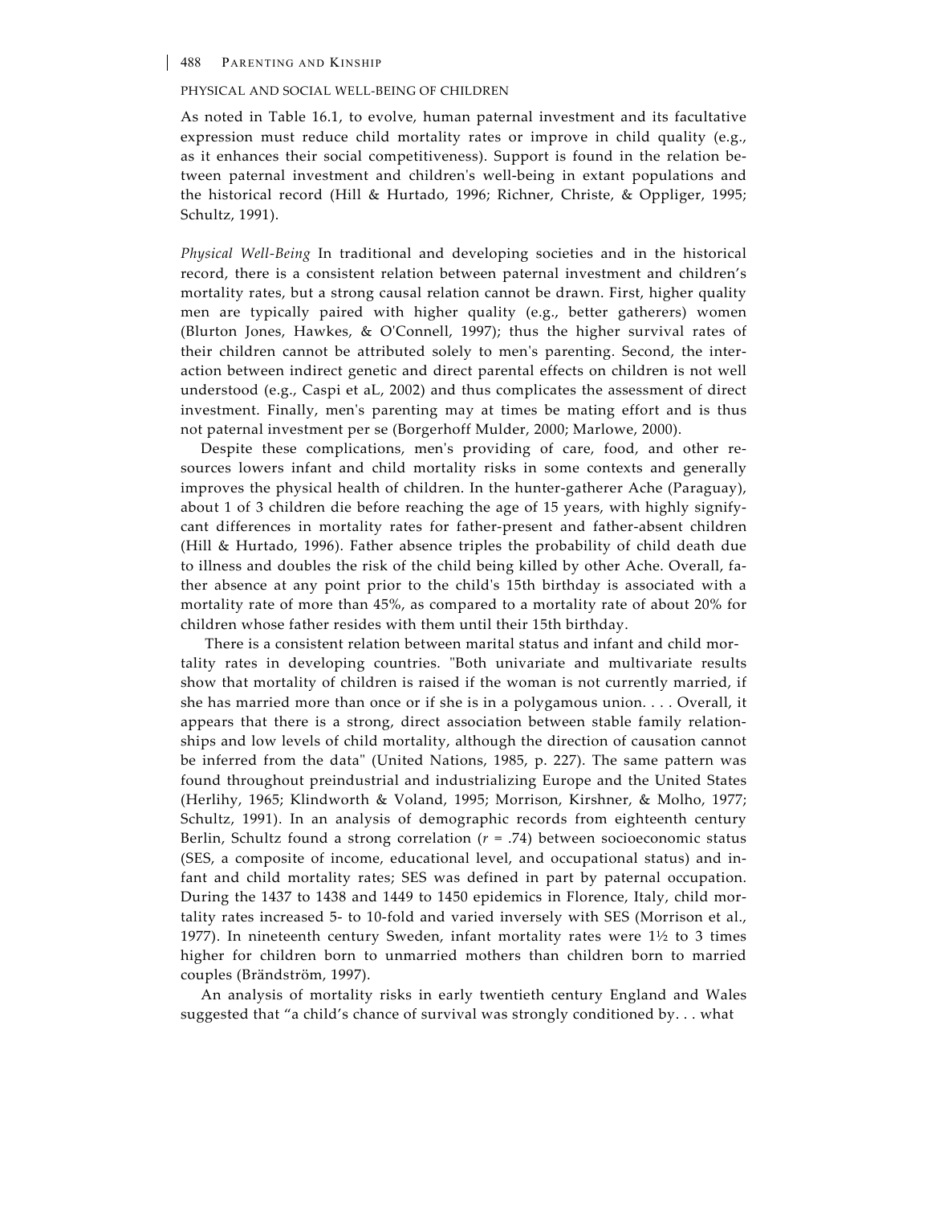## PHYSICAL AND SOCIAL WELL-BEING OF CHILDREN

As noted in Table 16.1, to evolve, human paternal investment and its facultative expression must reduce child mortality rates or improve in child quality (e.g., as it enhances their social competitiveness). Support is found in the relation between paternal investment and children's well-being in extant populations and the historical record (Hill & Hurtado, 1996; Richner, Christe, & Oppliger, 1995; Schultz, 1991).

*Physical Well-Being* In traditional and developing societies and in the historical record, there is a consistent relation between paternal investment and children's mortality rates, but a strong causal relation cannot be drawn. First, higher quality men are typically paired with higher quality (e.g., better gatherers) women (Blurton Jones, Hawkes, & O'Connell, 1997); thus the higher survival rates of their children cannot be attributed solely to men's parenting. Second, the interaction between indirect genetic and direct parental effects on children is not well understood (e.g., Caspi et aL, 2002) and thus complicates the assessment of direct investment. Finally, men's parenting may at times be mating effort and is thus not paternal investment per se (Borgerhoff Mulder, 2000; Marlowe, 2000).

Despite these complications, men's providing of care, food, and other resources lowers infant and child mortality risks in some contexts and generally improves the physical health of children. In the hunter-gatherer Ache (Paraguay), about 1 of 3 children die before reaching the age of 15 years, with highly significant differences in mortality rates for father-present and father-absent children (Hill & Hurtado, 1996). Father absence triples the probability of child death due to illness and doubles the risk of the child being killed by other Ache. Overall, father absence at any point prior to the child's 15th birthday is associated with a mortality rate of more than 45%, as compared to a mortality rate of about 20% for children whose father resides with them until their 15th birthday.

There is a consistent relation between marital status and infant and child mortality rates in developing countries. "Both univariate and multivariate results show that mortality of children is raised if the woman is not currently married, if she has married more than once or if she is in a polygamous union. . . . Overall, it appears that there is a strong, direct association between stable family relationships and low levels of child mortality, although the direction of causation cannot be inferred from the data" (United Nations, 1985, p. 227). The same pattern was found throughout preindustrial and industrializing Europe and the United States (Herlihy, 1965; Klindworth & Voland, 1995; Morrison, Kirshner, & Molho, 1977; Schultz, 1991). In an analysis of demographic records from eighteenth century Berlin, Schultz found a strong correlation ($r$ = .74) between socioeconomic status (SES, a composite of income, educational level, and occupational status) and infant and child mortality rates; SES was defined in part by paternal occupation. During the 1437 to 1438 and 1449 to 1450 epidemics in Florence, Italy, child mortality rates increased 5- to 10-fold and varied inversely with SES (Morrison et al., 1977). In nineteenth century Sweden, infant mortality rates were 1½ to 3 times higher for children born to unmarried mothers than children born to married couples (Brändström, 1997).

An analysis of mortality risks in early twentieth century England and Wales suggested that "a child's chance of survival was strongly conditioned by. . . what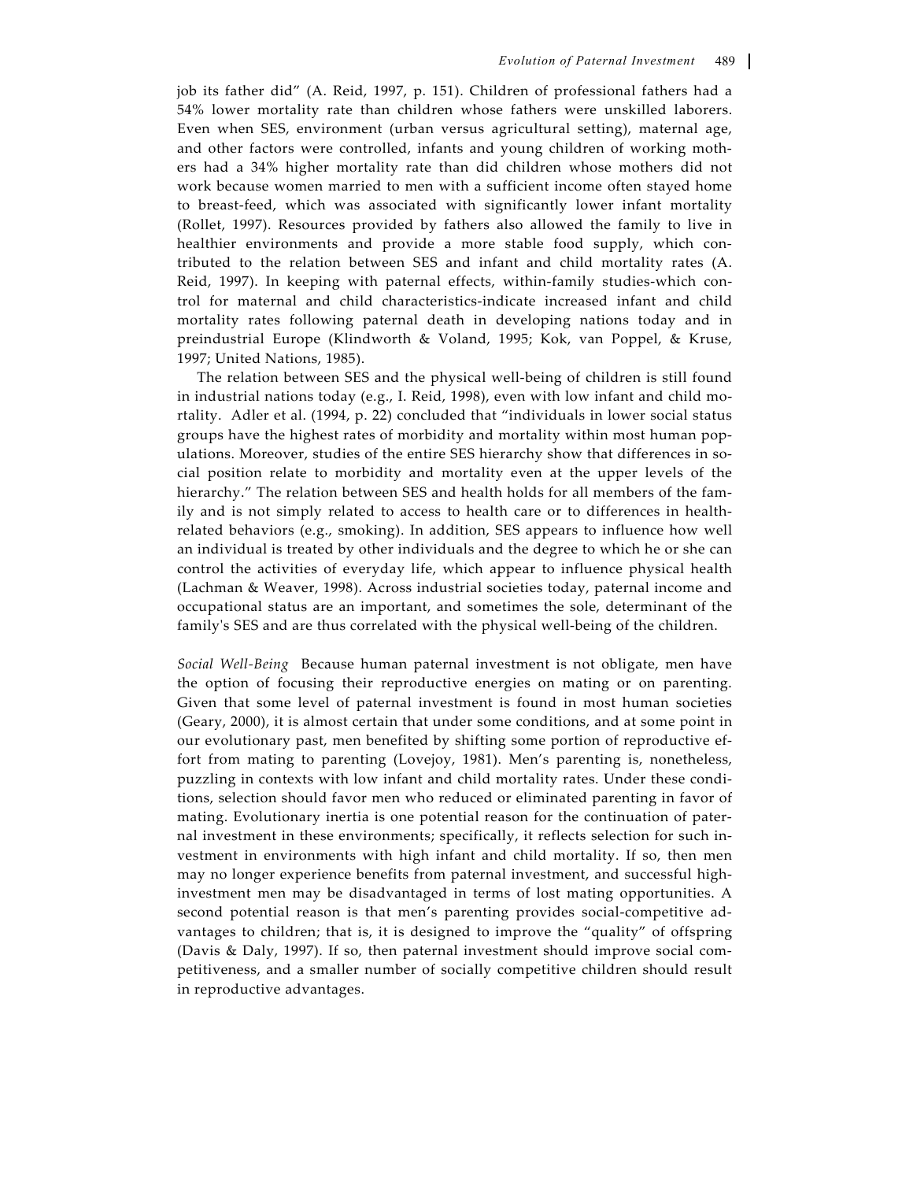job its father did" (A. Reid, 1997, p. 151). Children of professional fathers had a 54% lower mortality rate than children whose fathers were unskilled laborers. Even when SES, environment (urban versus agricultural setting), maternal age, and other factors were controlled, infants and young children of working mothers had a 34% higher mortality rate than did children whose mothers did not work because women married to men with a sufficient income often stayed home to breast-feed, which was associated with significantly lower infant mortality (Rollet, 1997). Resources provided by fathers also allowed the family to live in healthier environments and provide a more stable food supply, which contributed to the relation between SES and infant and child mortality rates (A. Reid, 1997). In keeping with paternal effects, within-family studies-which control for maternal and child characteristics-indicate increased infant and child mortality rates following paternal death in developing nations today and in preindustrial Europe (Klindworth & Voland, 1995; Kok, van Poppel, & Kruse, 1997; United Nations, 1985).

The relation between SES and the physical well-being of children is still found in industrial nations today (e.g., I. Reid, 1998), even with low infant and child mortality. Adler et al. (1994, p. 22) concluded that "individuals in lower social status groups have the highest rates of morbidity and mortality within most human populations. Moreover, studies of the entire SES hierarchy show that differences in social position relate to morbidity and mortality even at the upper levels of the hierarchy." The relation between SES and health holds for all members of the family and is not simply related to access to health care or to differences in health-related behaviors (e.g., smoking). In addition, SES appears to influence how well an individual is treated by other individuals and the degree to which he or she can control the activities of everyday life, which appear to influence physical health (Lachman & Weaver, 1998). Across industrial societies today, paternal income and occupational status are an important, and sometimes the sole, determinant of the family's SES and are thus correlated with the physical well-being of the children.

*Social Well-Being* Because human paternal investment is not obligate, men have the option of focusing their reproductive energies on mating or on parenting. Given that some level of paternal investment is found in most human societies (Geary, 2000), it is almost certain that under some conditions, and at some point in our evolutionary past, men benefited by shifting some portion of reproductive effort from mating to parenting (Lovejoy, 1981). Men's parenting is, nonetheless, puzzling in contexts with low infant and child mortality rates. Under these conditions, selection should favor men who reduced or eliminated parenting in favor of mating. Evolutionary inertia is one potential reason for the continuation of paternal investment in these environments; specifically, it reflects selection for such investment in environments with high infant and child mortality. If so, then men may no longer experience benefits from paternal investment, and successful high-investment men may be disadvantaged in terms of lost mating opportunities. A second potential reason is that men's parenting provides social-competitive advantages to children; that is, it is designed to improve the "quality" of offspring (Davis & Daly, 1997). If so, then paternal investment should improve social competitiveness, and a smaller number of socially competitive children should result in reproductive advantages.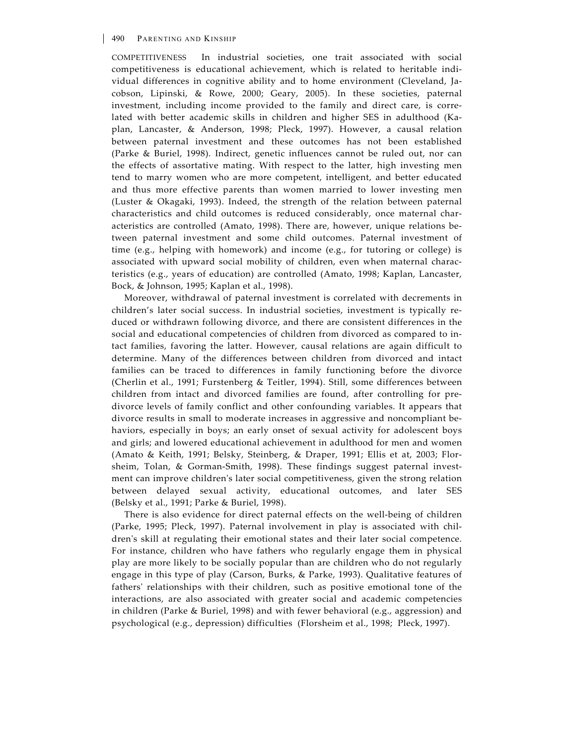COMPETITIVENESS In industrial societies, one trait associated with social competitiveness is educational achievement, which is related to heritable individual differences in cognitive ability and to home environment (Cleveland, Jacobson, Lipinski, & Rowe, 2000; Geary, 2005). In these societies, paternal investment, including income provided to the family and direct care, is correlated with better academic skills in children and higher SES in adulthood (Kaplan, Lancaster, & Anderson, 1998; Pleck, 1997). However, a causal relation between paternal investment and these outcomes has not been established (Parke & Buriel, 1998). Indirect, genetic influences cannot be ruled out, nor can the effects of assortative mating. With respect to the latter, high investing men tend to marry women who are more competent, intelligent, and better educated and thus more effective parents than women married to lower investing men (Luster & Okagaki, 1993). Indeed, the strength of the relation between paternal characteristics and child outcomes is reduced considerably, once maternal characteristics are controlled (Amato, 1998). There are, however, unique relations between paternal investment and some child outcomes. Paternal investment of time (e.g., helping with homework) and income (e.g., for tutoring or college) is associated with upward social mobility of children, even when maternal characteristics (e.g., years of education) are controlled (Amato, 1998; Kaplan, Lancaster, Bock, & Johnson, 1995; Kaplan et al., 1998).

Moreover, withdrawal of paternal investment is correlated with decrements in children's later social success. In industrial societies, investment is typically reduced or withdrawn following divorce, and there are consistent differences in the social and educational competencies of children from divorced as compared to intact families, favoring the latter. However, causal relations are again difficult to determine. Many of the differences between children from divorced and intact families can be traced to differences in family functioning before the divorce (Cherlin et al., 1991; Furstenberg & Teitler, 1994). Still, some differences between children from intact and divorced families are found, after controlling for predivorce levels of family conflict and other confounding variables. It appears that divorce results in small to moderate increases in aggressive and noncompliant behaviors, especially in boys; an early onset of sexual activity for adolescent boys and girls; and lowered educational achievement in adulthood for men and women (Amato & Keith, 1991; Belsky, Steinberg, & Draper, 1991; Ellis et at, 2003; Florsheim, Tolan, & Gorman-Smith, 1998). These findings suggest paternal investment can improve children's later social competitiveness, given the strong relation between delayed sexual activity, educational outcomes, and later SES (Belsky et al., 1991; Parke & Buriel, 1998).

There is also evidence for direct paternal effects on the well-being of children (Parke, 1995; Pleck, 1997). Paternal involvement in play is associated with children's skill at regulating their emotional states and their later social competence. For instance, children who have fathers who regularly engage them in physical play are more likely to be socially popular than are children who do not regularly engage in this type of play (Carson, Burks, & Parke, 1993). Qualitative features of fathers' relationships with their children, such as positive emotional tone of the interactions, are also associated with greater social and academic competencies in children (Parke & Buriel, 1998) and with fewer behavioral (e.g., aggression) and psychological (e.g., depression) difficulties (Florsheim et al., 1998; Pleck, 1997).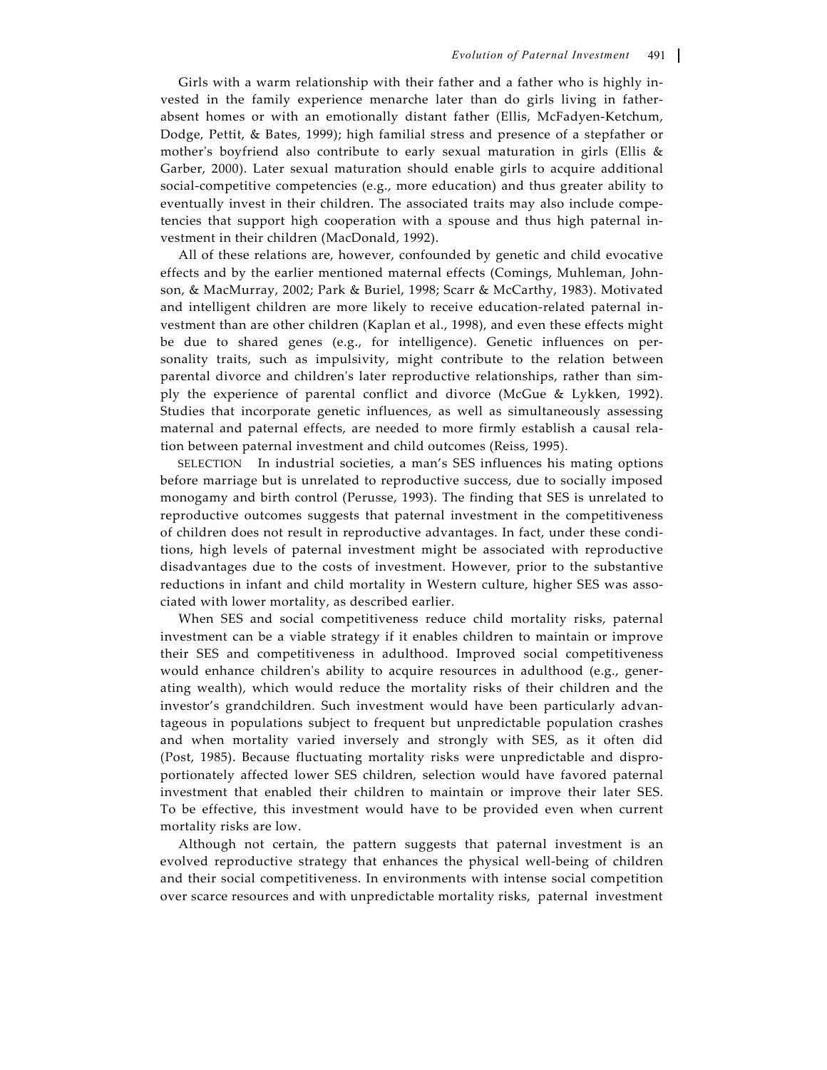Girls with a warm relationship with their father and a father who is highly invested in the family experience menarche later than do girls living in father-absent homes or with an emotionally distant father (Ellis, McFadyen-Ketchum, Dodge, Pettit, & Bates, 1999); high familial stress and presence of a stepfather or mother's boyfriend also contribute to early sexual maturation in girls (Ellis & Garber, 2000). Later sexual maturation should enable girls to acquire additional social-competitive competencies (e.g., more education) and thus greater ability to eventually invest in their children. The associated traits may also include competencies that support high cooperation with a spouse and thus high paternal investment in their children (MacDonald, 1992).

All of these relations are, however, confounded by genetic and child evocative effects and by the earlier mentioned maternal effects (Comings, Muhleman, Johnson, & MacMurray, 2002; Park & Buriel, 1998; Scarr & McCarthy, 1983). Motivated and intelligent children are more likely to receive education-related paternal investment than are other children (Kaplan et al., 1998), and even these effects might be due to shared genes (e.g., for intelligence). Genetic influences on personality traits, such as impulsivity, might contribute to the relation between parental divorce and children's later reproductive relationships, rather than simply the experience of parental conflict and divorce (McGue & Lykken, 1992). Studies that incorporate genetic influences, as well as simultaneously assessing maternal and paternal effects, are needed to more firmly establish a causal relation between paternal investment and child outcomes (Reiss, 1995).

SELECTION In industrial societies, a man's SES influences his mating options before marriage but is unrelated to reproductive success, due to socially imposed monogamy and birth control (Perusse, 1993). The finding that SES is unrelated to reproductive outcomes suggests that paternal investment in the competitiveness of children does not result in reproductive advantages. In fact, under these conditions, high levels of paternal investment might be associated with reproductive disadvantages due to the costs of investment. However, prior to the substantive reductions in infant and child mortality in Western culture, higher SES was associated with lower mortality, as described earlier.

When SES and social competitiveness reduce child mortality risks, paternal investment can be a viable strategy if it enables children to maintain or improve their SES and competitiveness in adulthood. Improved social competitiveness would enhance children's ability to acquire resources in adulthood (e.g., generating wealth), which would reduce the mortality risks of their children and the investor's grandchildren. Such investment would have been particularly advantageous in populations subject to frequent but unpredictable population crashes and when mortality varied inversely and strongly with SES, as it often did (Post, 1985). Because fluctuating mortality risks were unpredictable and disproportionately affected lower SES children, selection would have favored paternal investment that enabled their children to maintain or improve their later SES. To be effective, this investment would have to be provided even when current mortality risks are low.

Although not certain, the pattern suggests that paternal investment is an evolved reproductive strategy that enhances the physical well-being of children and their social competitiveness. In environments with intense social competition over scarce resources and with unpredictable mortality risks, paternal investment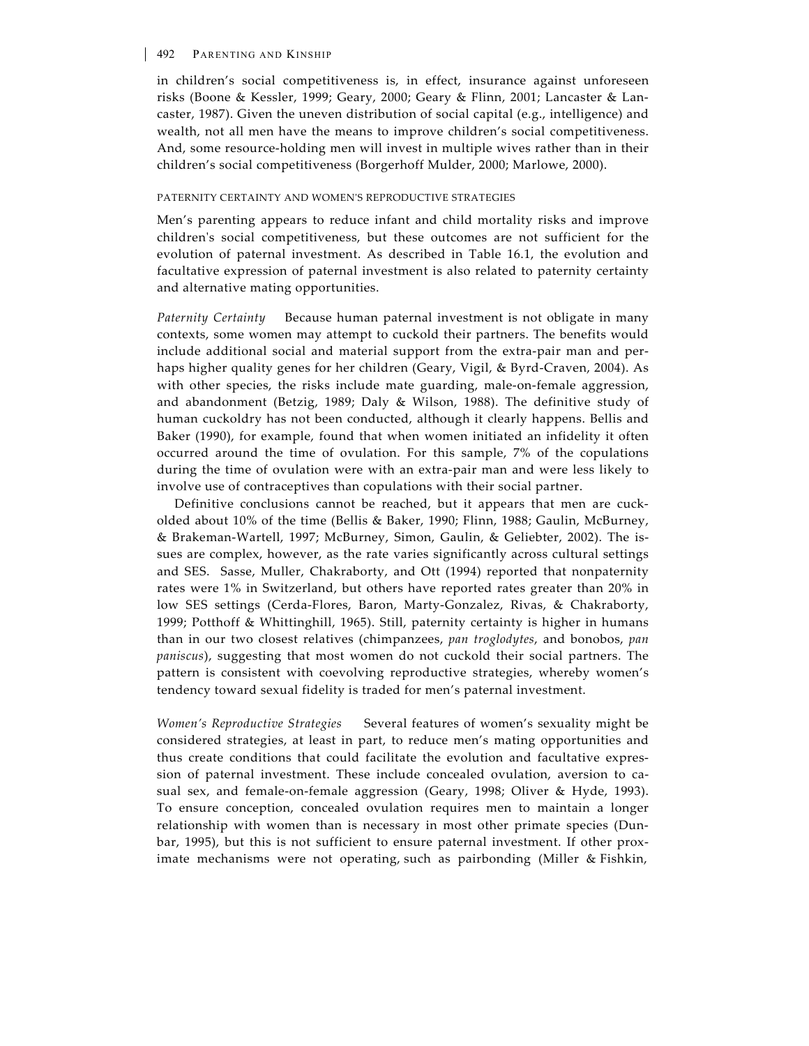in children's social competitiveness is, in effect, insurance against unforeseen risks (Boone & Kessler, 1999; Geary, 2000; Geary & Flinn, 2001; Lancaster & Lancaster, 1987). Given the uneven distribution of social capital (e.g., intelligence) and wealth, not all men have the means to improve children's social competitiveness. And, some resource-holding men will invest in multiple wives rather than in their children's social competitiveness (Borgerhoff Mulder, 2000; Marlowe, 2000).

### PATERNITY CERTAINTY AND WOMEN'S REPRODUCTIVE STRATEGIES

Men's parenting appears to reduce infant and child mortality risks and improve children's social competitiveness, but these outcomes are not sufficient for the evolution of paternal investment. As described in Table 16.1, the evolution and facultative expression of paternal investment is also related to paternity certainty and alternative mating opportunities.

*Paternity Certainty* Because human paternal investment is not obligate in many contexts, some women may attempt to cuckold their partners. The benefits would include additional social and material support from the extra-pair man and perhaps higher quality genes for her children (Geary, Vigil, & Byrd-Craven, 2004). As with other species, the risks include mate guarding, male-on-female aggression, and abandonment (Betzig, 1989; Daly & Wilson, 1988). The definitive study of human cuckoldry has not been conducted, although it clearly happens. Bellis and Baker (1990), for example, found that when women initiated an infidelity it often occurred around the time of ovulation. For this sample, 7% of the copulations during the time of ovulation were with an extra-pair man and were less likely to involve use of contraceptives than copulations with their social partner.

Definitive conclusions cannot be reached, but it appears that men are cuckolded about 10% of the time (Bellis & Baker, 1990; Flinn, 1988; Gaulin, McBurney, & Brakeman-Wartell, 1997; McBurney, Simon, Gaulin, & Geliebter, 2002). The issues are complex, however, as the rate varies significantly across cultural settings and SES. Sasse, Muller, Chakraborty, and Ott (1994) reported that nonpaternity rates were 1% in Switzerland, but others have reported rates greater than 20% in low SES settings (Cerda-Flores, Baron, Marty-Gonzalez, Rivas, & Chakraborty, 1999; Potthoff & Whittinghill, 1965). Still, paternity certainty is higher in humans than in our two closest relatives (chimpanzees, *pan troglodytes*, and bonobos, *pan paniscus*), suggesting that most women do not cuckold their social partners. The pattern is consistent with coevolving reproductive strategies, whereby women's tendency toward sexual fidelity is traded for men's paternal investment.

*Women's Reproductive Strategies* Several features of women's sexuality might be considered strategies, at least in part, to reduce men's mating opportunities and thus create conditions that could facilitate the evolution and facultative expression of paternal investment. These include concealed ovulation, aversion to casual sex, and female-on-female aggression (Geary, 1998; Oliver & Hyde, 1993). To ensure conception, concealed ovulation requires men to maintain a longer relationship with women than is necessary in most other primate species (Dunbar, 1995), but this is not sufficient to ensure paternal investment. If other proximate mechanisms were not operating, such as pairbonding (Miller & Fishkin,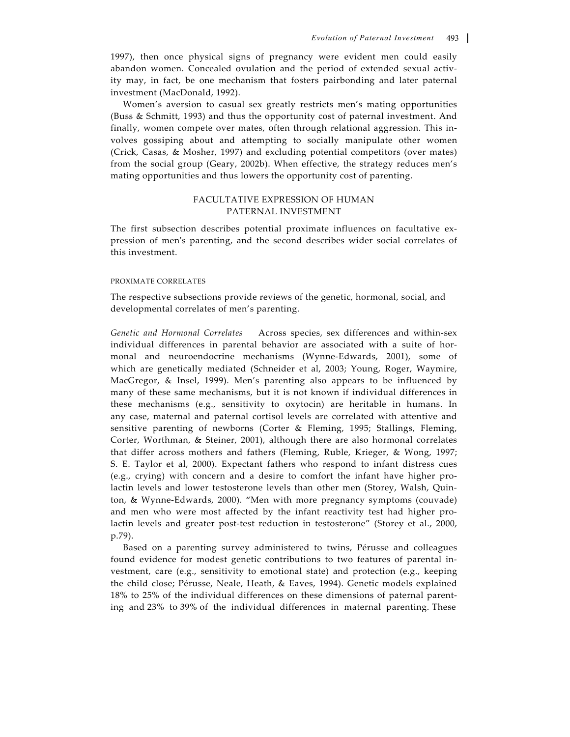1997), then once physical signs of pregnancy were evident men could easily abandon women. Concealed ovulation and the period of extended sexual activity may, in fact, be one mechanism that fosters pairbonding and later paternal investment (MacDonald, 1992).

Women's aversion to casual sex greatly restricts men's mating opportunities (Buss & Schmitt, 1993) and thus the opportunity cost of paternal investment. And finally, women compete over mates, often through relational aggression. This involves gossiping about and attempting to socially manipulate other women (Crick, Casas, & Mosher, 1997) and excluding potential competitors (over mates) from the social group (Geary, 2002b). When effective, the strategy reduces men's mating opportunities and thus lowers the opportunity cost of parenting.

## FACULTATIVE EXPRESSION OF HUMAN PATERNAL INVESTMENT

The first subsection describes potential proximate influences on facultative expression of men's parenting, and the second describes wider social correlates of this investment.

### PROXIMATE CORRELATES

The respective subsections provide reviews of the genetic, hormonal, social, and developmental correlates of men's parenting.

*Genetic and Hormonal Correlates* Across species, sex differences and within-sex individual differences in parental behavior are associated with a suite of hormonal and neuroendocrine mechanisms (Wynne-Edwards, 2001), some of which are genetically mediated (Schneider et al, 2003; Young, Roger, Waymire, MacGregor, & Insel, 1999). Men's parenting also appears to be influenced by many of these same mechanisms, but it is not known if individual differences in these mechanisms (e.g., sensitivity to oxytocin) are heritable in humans. In any case, maternal and paternal cortisol levels are correlated with attentive and sensitive parenting of newborns (Corter & Fleming, 1995; Stallings, Fleming, Corter, Worthman, & Steiner, 2001), although there are also hormonal correlates that differ across mothers and fathers (Fleming, Ruble, Krieger, & Wong, 1997; S. E. Taylor et al, 2000). Expectant fathers who respond to infant distress cues (e.g., crying) with concern and a desire to comfort the infant have higher prolactin levels and lower testosterone levels than other men (Storey, Walsh, Quinton, & Wynne-Edwards, 2000). "Men with more pregnancy symptoms (couvade) and men who were most affected by the infant reactivity test had higher prolactin levels and greater post-test reduction in testosterone" (Storey et al., 2000, p.79).

Based on a parenting survey administered to twins, Pérusse and colleagues found evidence for modest genetic contributions to two features of parental investment, care (e.g., sensitivity to emotional state) and protection (e.g., keeping the child close; Pérusse, Neale, Heath, & Eaves, 1994). Genetic models explained 18% to 25% of the individual differences on these dimensions of paternal parenting and 23% to 39% of the individual differences in maternal parenting. These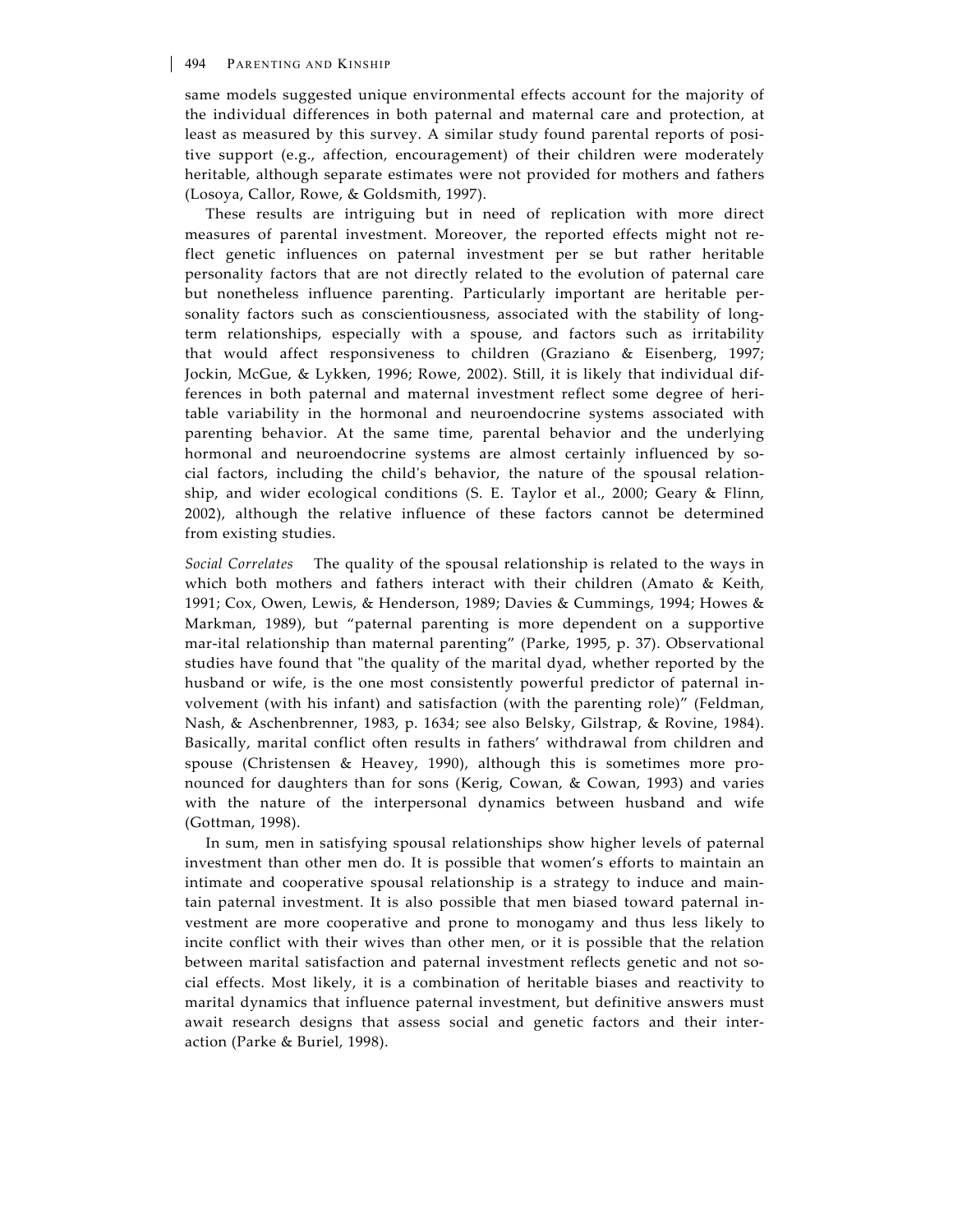same models suggested unique environmental effects account for the majority of the individual differences in both paternal and maternal care and protection, at least as measured by this survey. A similar study found parental reports of positive support (e.g., affection, encouragement) of their children were moderately heritable, although separate estimates were not provided for mothers and fathers (Losoya, Callor, Rowe, & Goldsmith, 1997).

These results are intriguing but in need of replication with more direct measures of parental investment. Moreover, the reported effects might not reflect genetic influences on paternal investment per se but rather heritable personality factors that are not directly related to the evolution of paternal care but nonetheless influence parenting. Particularly important are heritable personality factors such as conscientiousness, associated with the stability of long-term relationships, especially with a spouse, and factors such as irritability that would affect responsiveness to children (Graziano & Eisenberg, 1997; Jockin, McGue, & Lykken, 1996; Rowe, 2002). Still, it is likely that individual differences in both paternal and maternal investment reflect some degree of heritable variability in the hormonal and neuroendocrine systems associated with parenting behavior. At the same time, parental behavior and the underlying hormonal and neuroendocrine systems are almost certainly influenced by social factors, including the child's behavior, the nature of the spousal relationship, and wider ecological conditions (S. E. Taylor et al., 2000; Geary & Flinn, 2002), although the relative influence of these factors cannot be determined from existing studies.

*Social Correlates* The quality of the spousal relationship is related to the ways in which both mothers and fathers interact with their children (Amato & Keith, 1991; Cox, Owen, Lewis, & Henderson, 1989; Davies & Cummings, 1994; Howes & Markman, 1989), but "paternal parenting is more dependent on a supportive mar-ital relationship than maternal parenting" (Parke, 1995, p. 37). Observational studies have found that "the quality of the marital dyad, whether reported by the husband or wife, is the one most consistently powerful predictor of paternal involvement (with his infant) and satisfaction (with the parenting role)" (Feldman, Nash, & Aschenbrenner, 1983, p. 1634; see also Belsky, Gilstrap, & Rovine, 1984). Basically, marital conflict often results in fathers' withdrawal from children and spouse (Christensen & Heavey, 1990), although this is sometimes more pronounced for daughters than for sons (Kerig, Cowan, & Cowan, 1993) and varies with the nature of the interpersonal dynamics between husband and wife (Gottman, 1998).

In sum, men in satisfying spousal relationships show higher levels of paternal investment than other men do. It is possible that women's efforts to maintain an intimate and cooperative spousal relationship is a strategy to induce and maintain paternal investment. It is also possible that men biased toward paternal investment are more cooperative and prone to monogamy and thus less likely to incite conflict with their wives than other men, or it is possible that the relation between marital satisfaction and paternal investment reflects genetic and not social effects. Most likely, it is a combination of heritable biases and reactivity to marital dynamics that influence paternal investment, but definitive answers must await research designs that assess social and genetic factors and their interaction (Parke & Buriel, 1998).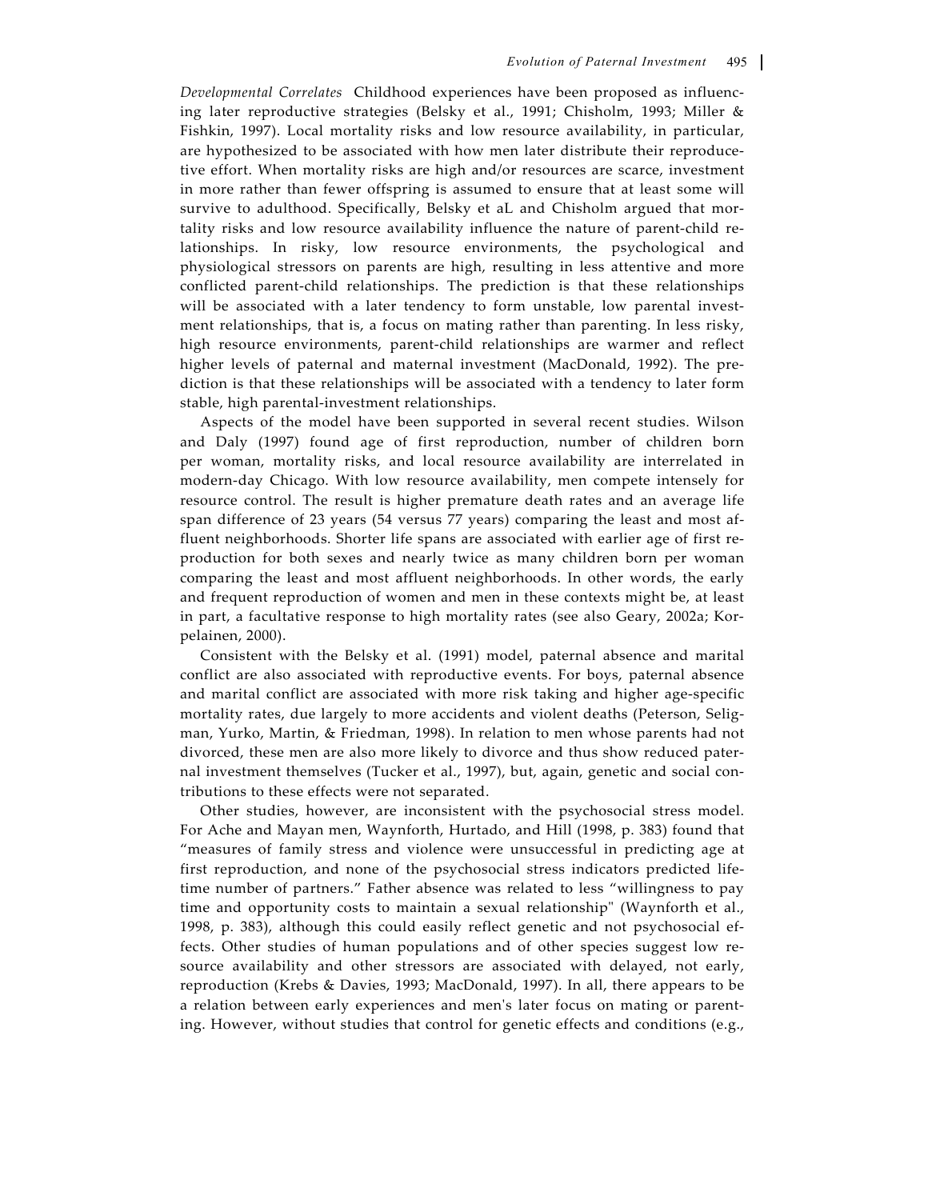*Developmental Correlates* Childhood experiences have been proposed as influencing later reproductive strategies (Belsky et al., 1991; Chisholm, 1993; Miller & Fishkin, 1997). Local mortality risks and low resource availability, in particular, are hypothesized to be associated with how men later distribute their reproducetive effort. When mortality risks are high and/or resources are scarce, investment in more rather than fewer offspring is assumed to ensure that at least some will survive to adulthood. Specifically, Belsky et aL and Chisholm argued that mortality risks and low resource availability influence the nature of parent-child relationships. In risky, low resource environments, the psychological and physiological stressors on parents are high, resulting in less attentive and more conflicted parent-child relationships. The prediction is that these relationships will be associated with a later tendency to form unstable, low parental investment relationships, that is, a focus on mating rather than parenting. In less risky, high resource environments, parent-child relationships are warmer and reflect higher levels of paternal and maternal investment (MacDonald, 1992). The prediction is that these relationships will be associated with a tendency to later form stable, high parental-investment relationships.

Aspects of the model have been supported in several recent studies. Wilson and Daly (1997) found age of first reproduction, number of children born per woman, mortality risks, and local resource availability are interrelated in modern-day Chicago. With low resource availability, men compete intensely for resource control. The result is higher premature death rates and an average life span difference of 23 years (54 versus 77 years) comparing the least and most affluent neighborhoods. Shorter life spans are associated with earlier age of first reproduction for both sexes and nearly twice as many children born per woman comparing the least and most affluent neighborhoods. In other words, the early and frequent reproduction of women and men in these contexts might be, at least in part, a facultative response to high mortality rates (see also Geary, 2002a; Korpelainen, 2000).

Consistent with the Belsky et al. (1991) model, paternal absence and marital conflict are also associated with reproductive events. For boys, paternal absence and marital conflict are associated with more risk taking and higher age-specific mortality rates, due largely to more accidents and violent deaths (Peterson, Seligman, Yurko, Martin, & Friedman, 1998). In relation to men whose parents had not divorced, these men are also more likely to divorce and thus show reduced paternal investment themselves (Tucker et al., 1997), but, again, genetic and social contributions to these effects were not separated.

Other studies, however, are inconsistent with the psychosocial stress model. For Ache and Mayan men, Waynforth, Hurtado, and Hill (1998, p. 383) found that "measures of family stress and violence were unsuccessful in predicting age at first reproduction, and none of the psychosocial stress indicators predicted lifetime number of partners." Father absence was related to less "willingness to pay time and opportunity costs to maintain a sexual relationship" (Waynforth et al., 1998, p. 383), although this could easily reflect genetic and not psychosocial effects. Other studies of human populations and of other species suggest low resource availability and other stressors are associated with delayed, not early, reproduction (Krebs & Davies, 1993; MacDonald, 1997). In all, there appears to be a relation between early experiences and men's later focus on mating or parenting. However, without studies that control for genetic effects and conditions (e.g.,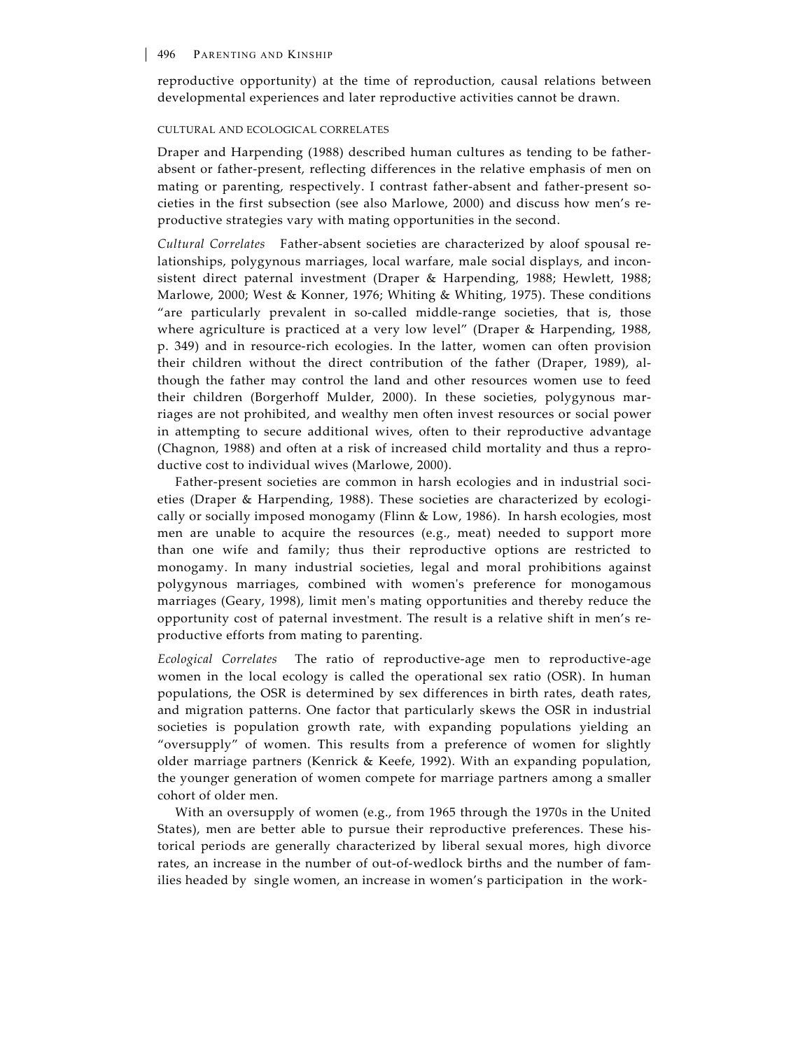reproductive opportunity) at the time of reproduction, causal relations between developmental experiences and later reproductive activities cannot be drawn.

### CULTURAL AND ECOLOGICAL CORRELATES

Draper and Harpending (1988) described human cultures as tending to be father-absent or father-present, reflecting differences in the relative emphasis of men on mating or parenting, respectively. I contrast father-absent and father-present societies in the first subsection (see also Marlowe, 2000) and discuss how men's reproductive strategies vary with mating opportunities in the second.

*Cultural Correlates* Father-absent societies are characterized by aloof spousal relationships, polygynous marriages, local warfare, male social displays, and inconsistent direct paternal investment (Draper & Harpending, 1988; Hewlett, 1988; Marlowe, 2000; West & Konner, 1976; Whiting & Whiting, 1975). These conditions "are particularly prevalent in so-called middle-range societies, that is, those where agriculture is practiced at a very low level" (Draper & Harpending, 1988, p. 349) and in resource-rich ecologies. In the latter, women can often provision their children without the direct contribution of the father (Draper, 1989), although the father may control the land and other resources women use to feed their children (Borgerhoff Mulder, 2000). In these societies, polygynous marriages are not prohibited, and wealthy men often invest resources or social power in attempting to secure additional wives, often to their reproductive advantage (Chagnon, 1988) and often at a risk of increased child mortality and thus a reproductive cost to individual wives (Marlowe, 2000).

Father-present societies are common in harsh ecologies and in industrial societies (Draper & Harpending, 1988). These societies are characterized by ecologically or socially imposed monogamy (Flinn & Low, 1986). In harsh ecologies, most men are unable to acquire the resources (e.g., meat) needed to support more than one wife and family; thus their reproductive options are restricted to monogamy. In many industrial societies, legal and moral prohibitions against polygynous marriages, combined with women's preference for monogamous marriages (Geary, 1998), limit men's mating opportunities and thereby reduce the opportunity cost of paternal investment. The result is a relative shift in men's reproductive efforts from mating to parenting.

*Ecological Correlates* The ratio of reproductive-age men to reproductive-age women in the local ecology is called the operational sex ratio (OSR). In human populations, the OSR is determined by sex differences in birth rates, death rates, and migration patterns. One factor that particularly skews the OSR in industrial societies is population growth rate, with expanding populations yielding an "oversupply" of women. This results from a preference of women for slightly older marriage partners (Kenrick & Keefe, 1992). With an expanding population, the younger generation of women compete for marriage partners among a smaller cohort of older men.

With an oversupply of women (e.g., from 1965 through the 1970s in the United States), men are better able to pursue their reproductive preferences. These historical periods are generally characterized by liberal sexual mores, high divorce rates, an increase in the number of out-of-wedlock births and the number of families headed by single women, an increase in women's participation in the work-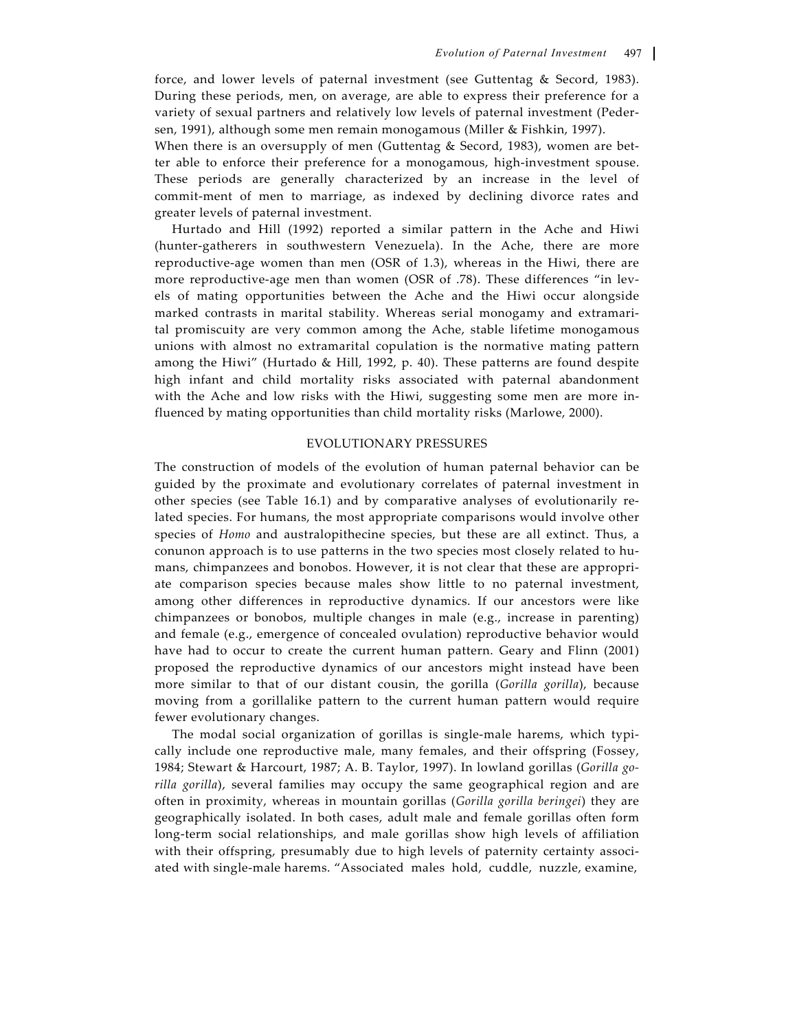force, and lower levels of paternal investment (see Guttentag & Secord, 1983). During these periods, men, on average, are able to express their preference for a variety of sexual partners and relatively low levels of paternal investment (Pedersen, 1991), although some men remain monogamous (Miller & Fishkin, 1997).

When there is an oversupply of men (Guttentag & Secord, 1983), women are better able to enforce their preference for a monogamous, high-investment spouse. These periods are generally characterized by an increase in the level of commit-ment of men to marriage, as indexed by declining divorce rates and greater levels of paternal investment.

Hurtado and Hill (1992) reported a similar pattern in the Ache and Hiwi (hunter-gatherers in southwestern Venezuela). In the Ache, there are more reproductive-age women than men (OSR of 1.3), whereas in the Hiwi, there are more reproductive-age men than women (OSR of .78). These differences "in levels of mating opportunities between the Ache and the Hiwi occur alongside marked contrasts in marital stability. Whereas serial monogamy and extramarital promiscuity are very common among the Ache, stable lifetime monogamous unions with almost no extramarital copulation is the normative mating pattern among the Hiwi" (Hurtado & Hill, 1992, p. 40). These patterns are found despite high infant and child mortality risks associated with paternal abandonment with the Ache and low risks with the Hiwi, suggesting some men are more influenced by mating opportunities than child mortality risks (Marlowe, 2000).

## EVOLUTIONARY PRESSURES

The construction of models of the evolution of human paternal behavior can be guided by the proximate and evolutionary correlates of paternal investment in other species (see Table 16.1) and by comparative analyses of evolutionarily related species. For humans, the most appropriate comparisons would involve other species of *Homo* and australopithecine species, but these are all extinct. Thus, a conunon approach is to use patterns in the two species most closely related to humans, chimpanzees and bonobos. However, it is not clear that these are appropriate comparison species because males show little to no paternal investment, among other differences in reproductive dynamics. If our ancestors were like chimpanzees or bonobos, multiple changes in male (e.g., increase in parenting) and female (e.g., emergence of concealed ovulation) reproductive behavior would have had to occur to create the current human pattern. Geary and Flinn (2001) proposed the reproductive dynamics of our ancestors might instead have been more similar to that of our distant cousin, the gorilla (*Gorilla gorilla*), because moving from a gorillalike pattern to the current human pattern would require fewer evolutionary changes.

The modal social organization of gorillas is single-male harems, which typically include one reproductive male, many females, and their offspring (Fossey, 1984; Stewart & Harcourt, 1987; A. B. Taylor, 1997). In lowland gorillas (*Gorilla gorilla gorilla*), several families may occupy the same geographical region and are often in proximity, whereas in mountain gorillas (*Gorilla gorilla beringei*) they are geographically isolated. In both cases, adult male and female gorillas often form long-term social relationships, and male gorillas show high levels of affiliation with their offspring, presumably due to high levels of paternity certainty associated with single-male harems. "Associated males hold, cuddle, nuzzle, examine,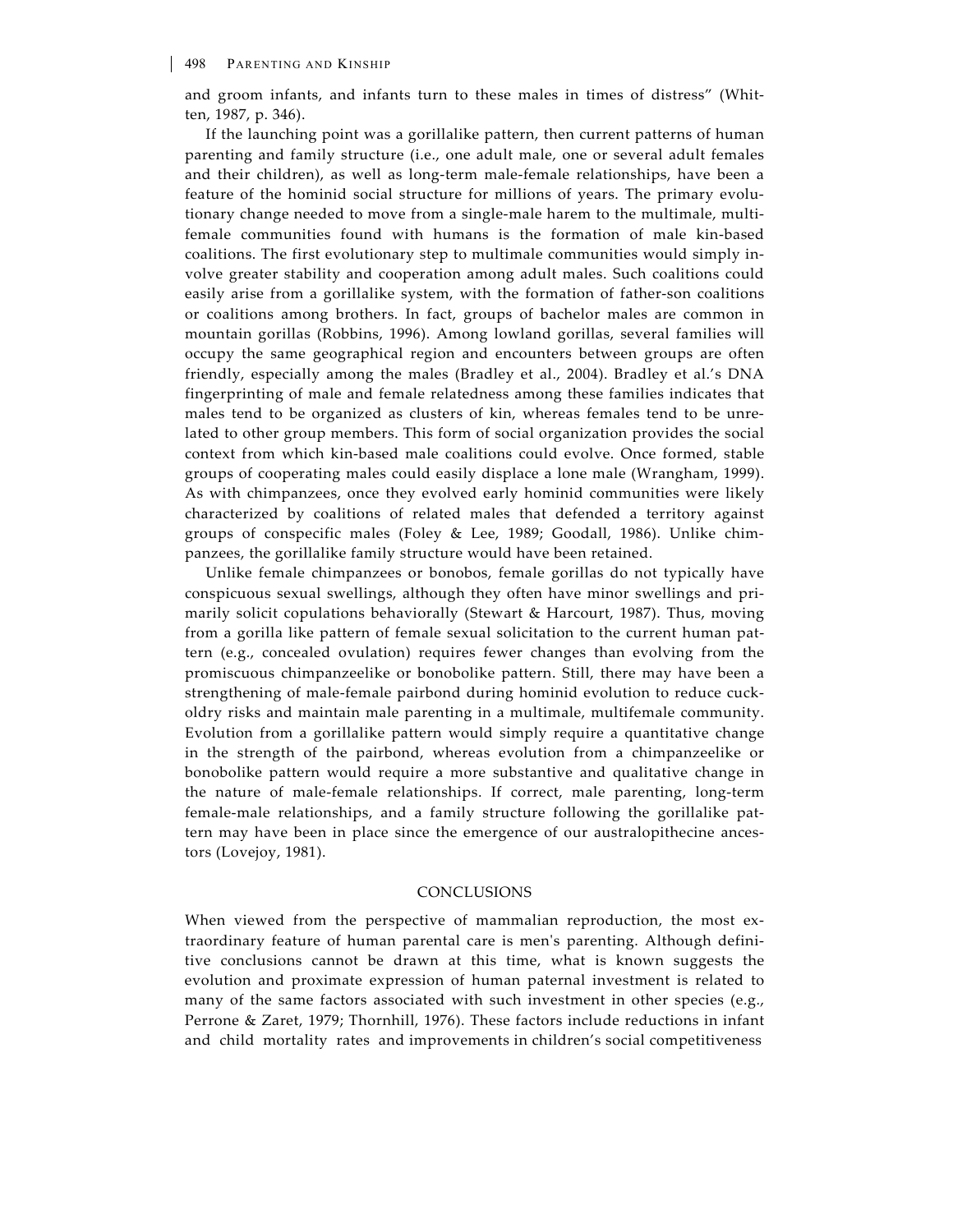and groom infants, and infants turn to these males in times of distress" (Whitten, 1987, p. 346).

If the launching point was a gorillalike pattern, then current patterns of human parenting and family structure (i.e., one adult male, one or several adult females and their children), as well as long-term male-female relationships, have been a feature of the hominid social structure for millions of years. The primary evolutionary change needed to move from a single-male harem to the multimale, multifemale communities found with humans is the formation of male kin-based coalitions. The first evolutionary step to multimale communities would simply involve greater stability and cooperation among adult males. Such coalitions could easily arise from a gorillalike system, with the formation of father-son coalitions or coalitions among brothers. In fact, groups of bachelor males are common in mountain gorillas (Robbins, 1996). Among lowland gorillas, several families will occupy the same geographical region and encounters between groups are often friendly, especially among the males (Bradley et al., 2004). Bradley et al.'s DNA fingerprinting of male and female relatedness among these families indicates that males tend to be organized as clusters of kin, whereas females tend to be unrelated to other group members. This form of social organization provides the social context from which kin-based male coalitions could evolve. Once formed, stable groups of cooperating males could easily displace a lone male (Wrangham, 1999). As with chimpanzees, once they evolved early hominid communities were likely characterized by coalitions of related males that defended a territory against groups of conspecific males (Foley & Lee, 1989; Goodall, 1986). Unlike chimpanzees, the gorillalike family structure would have been retained.

Unlike female chimpanzees or bonobos, female gorillas do not typically have conspicuous sexual swellings, although they often have minor swellings and primarily solicit copulations behaviorally (Stewart & Harcourt, 1987). Thus, moving from a gorilla like pattern of female sexual solicitation to the current human pattern (e.g., concealed ovulation) requires fewer changes than evolving from the promiscuous chimpanzeelike or bonobolike pattern. Still, there may have been a strengthening of male-female pairbond during hominid evolution to reduce cuckoldry risks and maintain male parenting in a multimale, multifemale community. Evolution from a gorillalike pattern would simply require a quantitative change in the strength of the pairbond, whereas evolution from a chimpanzeelike or bonobolike pattern would require a more substantive and qualitative change in the nature of male-female relationships. If correct, male parenting, long-term female-male relationships, and a family structure following the gorillalike pattern may have been in place since the emergence of our australopithecine ancestors (Lovejoy, 1981).

## CONCLUSIONS

When viewed from the perspective of mammalian reproduction, the most extraordinary feature of human parental care is men's parenting. Although definitive conclusions cannot be drawn at this time, what is known suggests the evolution and proximate expression of human paternal investment is related to many of the same factors associated with such investment in other species (e.g., Perrone & Zaret, 1979; Thornhill, 1976). These factors include reductions in infant and child mortality rates and improvements in children's social competitiveness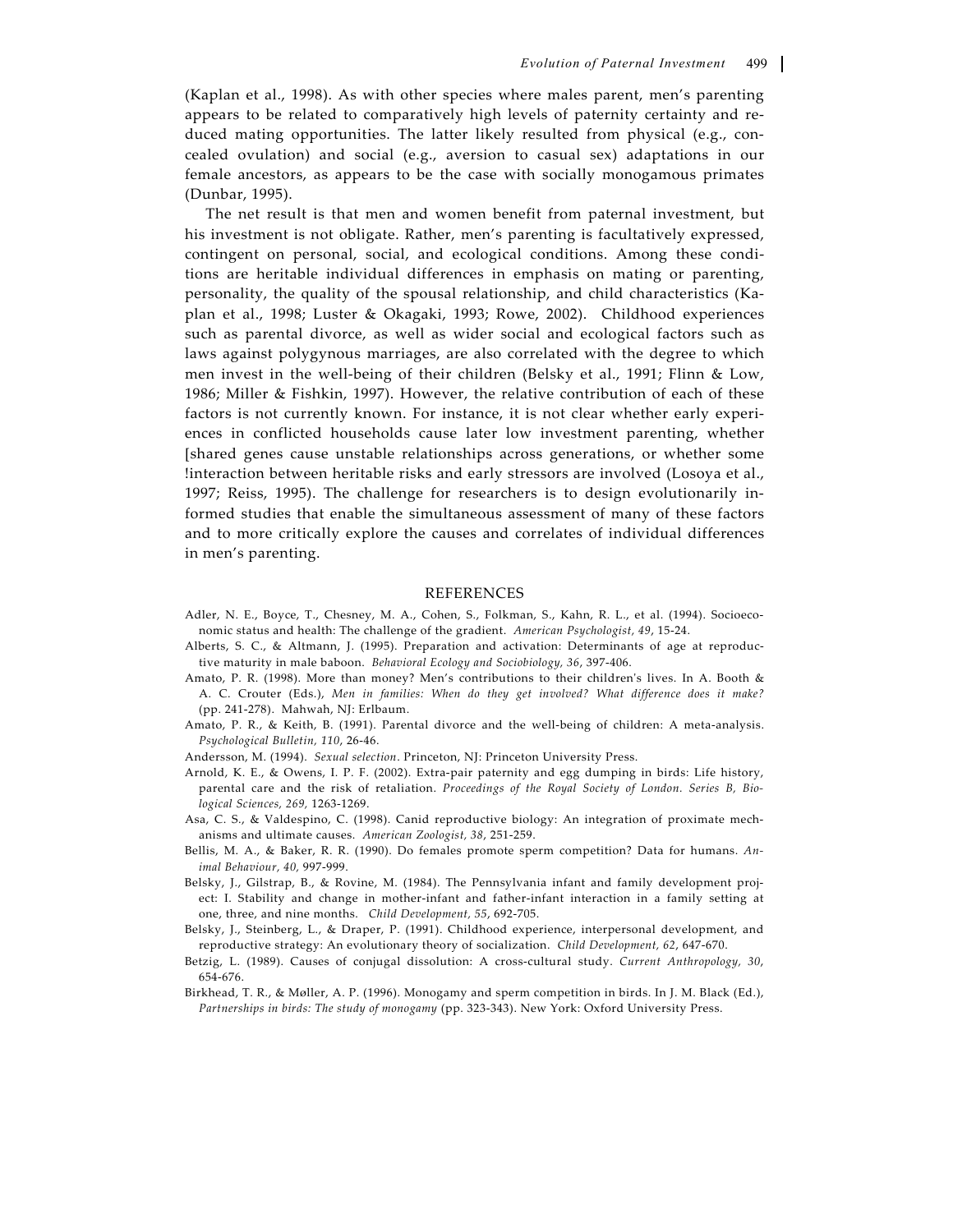(Kaplan et al., 1998). As with other species where males parent, men's parenting appears to be related to comparatively high levels of paternity certainty and reduced mating opportunities. The latter likely resulted from physical (e.g., concealed ovulation) and social (e.g., aversion to casual sex) adaptations in our female ancestors, as appears to be the case with socially monogamous primates (Dunbar, 1995).

The net result is that men and women benefit from paternal investment, but his investment is not obligate. Rather, men's parenting is facultatively expressed, contingent on personal, social, and ecological conditions. Among these conditions are heritable individual differences in emphasis on mating or parenting, personality, the quality of the spousal relationship, and child characteristics (Kaplan et al., 1998; Luster & Okagaki, 1993; Rowe, 2002). Childhood experiences such as parental divorce, as well as wider social and ecological factors such as laws against polygynous marriages, are also correlated with the degree to which men invest in the well-being of their children (Belsky et al., 1991; Flinn & Low, 1986; Miller & Fishkin, 1997). However, the relative contribution of each of these factors is not currently known. For instance, it is not clear whether early experiences in conflicted households cause later low investment parenting, whether [shared genes cause unstable relationships across generations, or whether some !interaction between heritable risks and early stressors are involved (Losoya et al., 1997; Reiss, 1995). The challenge for researchers is to design evolutionarily informed studies that enable the simultaneous assessment of many of these factors and to more critically explore the causes and correlates of individual differences in men's parenting.

## REFERENCES

Adler, N. E., Boyce, T., Chesney, M. A., Cohen, S., Folkman, S., Kahn, R. L., et al. (1994). Socioeconomic status and health: The challenge of the gradient. *American Psychologist, 49*, 15-24.

Alberts, S. C., & Altmann, J. (1995). Preparation and activation: Determinants of age at reproductive maturity in male baboon. *Behavioral Ecology and Sociobiology, 36*, 397-406.

Amato, P. R. (1998). More than money? Men's contributions to their children's lives. In A. Booth & A. C. Crouter (Eds.), *Men in families: When do they get involved? What difference does it make?* (pp. 241-278). Mahwah, NJ: Erlbaum.

Amato, P. R., & Keith, B. (1991). Parental divorce and the well-being of children: A meta-analysis. *Psychological Bulletin, 110*, 26-46.

Andersson, M. (1994). *Sexual selection*. Princeton, NJ: Princeton University Press.

Arnold, K. E., & Owens, I. P. F. (2002). Extra-pair paternity and egg dumping in birds: Life history, parental care and the risk of retaliation. *Proceedings of the Royal Society of London. Series B, Biological Sciences, 269,* 1263-1269.

Asa, C. S., & Valdespino, C. (1998). Canid reproductive biology: An integration of proximate mechanisms and ultimate causes. *American Zoologist, 38*, 251-259.

Bellis, M. A., & Baker, R. R. (1990). Do females promote sperm competition? Data for humans. *Animal Behaviour, 40,* 997-999.

Belsky, J., Gilstrap, B., & Rovine, M. (1984). The Pennsylvania infant and family development project: I. Stability and change in mother-infant and father-infant interaction in a family setting at one, three, and nine months. *Child Development, 55*, 692-705.

Belsky, J., Steinberg, L., & Draper, P. (1991). Childhood experience, interpersonal development, and reproductive strategy: An evolutionary theory of socialization. *Child Development, 62*, 647-670.

Betzig, L. (1989). Causes of conjugal dissolution: A cross-cultural study. *Current Anthropology, 30*, 654-676.

Birkhead, T. R., & Møller, A. P. (1996). Monogamy and sperm competition in birds. In J. M. Black (Ed.), *Partnerships in birds: The study of monogamy* (pp. 323-343). New York: Oxford University Press.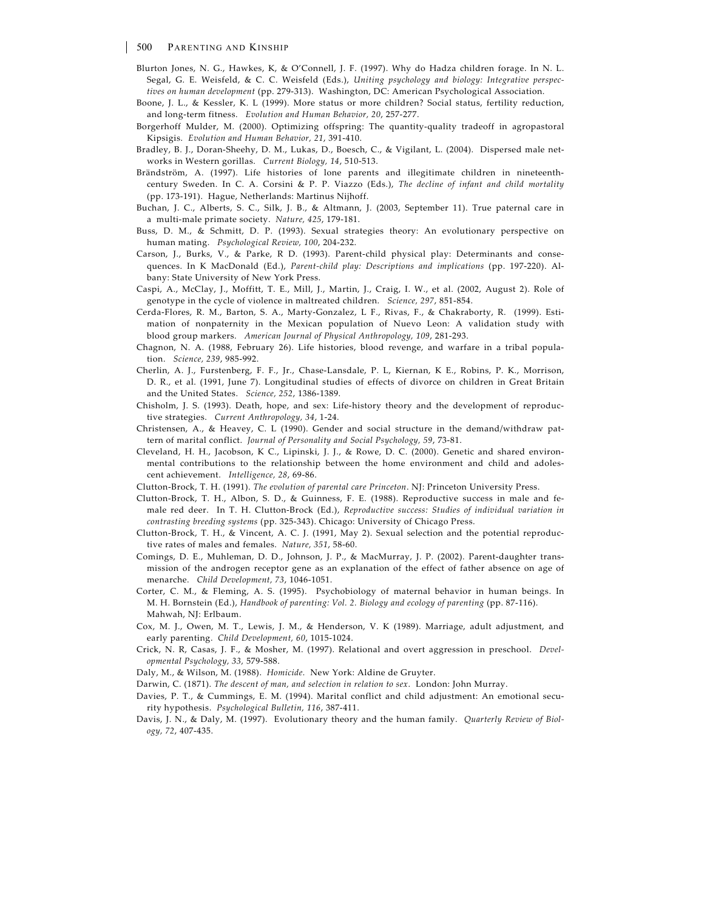Blurton Jones, N. G., Hawkes, K, & O'Connell, J. F. (1997). Why do Hadza children forage. In N. L. Segal, G. E. Weisfeld, & C. C. Weisfeld (Eds.), *Uniting psychology and biology: Integrative perspectives on human development* (pp. 279-313). Washington, DC: American Psychological Association.

Boone, J. L., & Kessler, K. L (1999). More status or more children? Social status, fertility reduction, and long-term fitness. *Evolution and Human Behavior, 20*, 257-277.

Borgerhoff Mulder, M. (2000). Optimizing offspring: The quantity-quality tradeoff in agropastoral Kipsigis. *Evolution and Human Behavior, 21*, 391-410.

Bradley, B. J., Doran-Sheehy, D. M., Lukas, D., Boesch, C., & Vigilant, L. (2004). Dispersed male networks in Western gorillas. *Current Biology, 14*, 510-513.

Brändström, A. (1997). Life histories of lone parents and illegitimate children in nineteenth-century Sweden. In C. A. Corsini & P. P. Viazzo (Eds.), *The decline of infant and child mortality* (pp. 173-191). Hague, Netherlands: Martinus Nijhoff.

Buchan, J. C., Alberts, S. C., Silk, J. B., & Altmann, J. (2003, September 11). True paternal care in a multi-male primate society. *Nature, 425*, 179-181.

Buss, D. M., & Schmitt, D. P. (1993). Sexual strategies theory: An evolutionary perspective on human mating. *Psychological Review, 100*, 204-232.

Carson, J., Burks, V., & Parke, R D. (1993). Parent-child physical play: Determinants and consequences. In K MacDonald (Ed.), *Parent-child play: Descriptions and implications* (pp. 197-220). Albany: State University of New York Press.

Caspi, A., McClay, J., Moffitt, T. E., Mill, J., Martin, J., Craig, I. W., et al. (2002, August 2). Role of genotype in the cycle of violence in maltreated children. *Science, 297*, 851-854.

Cerda-Flores, R. M., Barton, S. A., Marty-Gonzalez, L F., Rivas, F., & Chakraborty, R. (1999). Estimation of nonpaternity in the Mexican population of Nuevo Leon: A validation study with blood group markers. *American Journal of Physical Anthropology, 109*, 281-293.

Chagnon, N. A. (1988, February 26). Life histories, blood revenge, and warfare in a tribal population. *Science, 239*, 985-992.

Cherlin, A. J., Furstenberg, F. F., Jr., Chase-Lansdale, P. L, Kiernan, K E., Robins, P. K., Morrison, D. R., et al. (1991, June 7). Longitudinal studies of effects of divorce on children in Great Britain and the United States. *Science, 252*, 1386-1389.

Chisholm, J. S. (1993). Death, hope, and sex: Life-history theory and the development of reproductive strategies. *Current Anthropology, 34*, 1-24.

Christensen, A., & Heavey, C. L (1990). Gender and social structure in the demand/withdraw pattern of marital conflict. *Journal of Personality and Social Psychology, 59*, 73-81.

Cleveland, H. H., Jacobson, K C., Lipinski, J. J., & Rowe, D. C. (2000). Genetic and shared environmental contributions to the relationship between the home environment and child and adolescent achievement. *Intelligence, 28*, 69-86.

Clutton-Brock, T. H. (1991). *The evolution of parental care Princeton*. NJ: Princeton University Press.

Clutton-Brock, T. H., Albon, S. D., & Guinness, F. E. (1988). Reproductive success in male and female red deer. In T. H. Clutton-Brock (Ed.), *Reproductive success: Studies of individual variation in contrasting breeding systems* (pp. 325-343). Chicago: University of Chicago Press.

Clutton-Brock, T. H., & Vincent, A. C. J. (1991, May 2). Sexual selection and the potential reproductive rates of males and females. *Nature, 351*, 58-60.

Comings, D. E., Muhleman, D. D., Johnson, J. P., & MacMurray, J. P. (2002). Parent-daughter transmission of the androgen receptor gene as an explanation of the effect of father absence on age of menarche. *Child Development, 73*, 1046-1051.

Corter, C. M., & Fleming, A. S. (1995). Psychobiology of maternal behavior in human beings. In M. H. Bornstein (Ed.), *Handbook of parenting: Vol. 2. Biology and ecology of parenting* (pp. 87-116). Mahwah, NJ: Erlbaum.

Cox, M. J., Owen, M. T., Lewis, J. M., & Henderson, V. K (1989). Marriage, adult adjustment, and early parenting. *Child Development, 60*, 1015-1024.

Crick, N. R, Casas, J. F., & Mosher, M. (1997). Relational and overt aggression in preschool. *Developmental Psychology, 33,* 579-588.

Daly, M., & Wilson, M. (1988). *Homicide.* New York: Aldine de Gruyter.

Darwin, C. (1871). *The descent of man, and selection in relation to sex*. London: John Murray.

Davies, P. T., & Cummings, E. M. (1994). Marital conflict and child adjustment: An emotional security hypothesis. *Psychological Bulletin, 116*, 387-411.

Davis, J. N., & Daly, M. (1997). Evolutionary theory and the human family. *Quarterly Review of Biology, 72*, 407-435.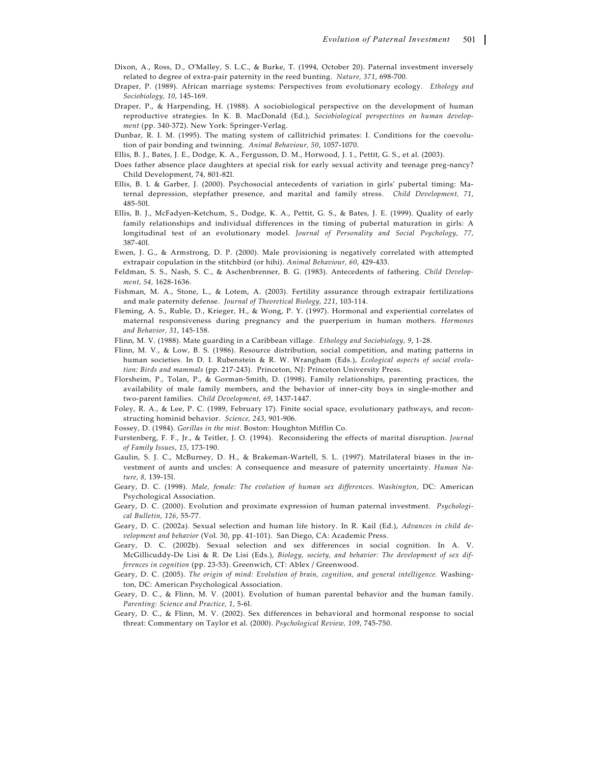Dixon, A., Ross, D., O'Malley, S. L.C., & Burke, T. (1994, October 20). Paternal investment inversely related to degree of extra-pair paternity in the reed bunting. *Nature, 371*, 698-700.

Draper, P. (1989). African marriage systems: Perspectives from evolutionary ecology. *Ethology and Sociobiology, 10,* 145-169.

Draper, P., & Harpending, H. (1988). A sociobiological perspective on the development of human reproductive strategies. In K. B. MacDonald (Ed.), *Sociobiological perspectives on human development* (pp. 340-372). New York: Springer-Verlag.

Dunbar, R. I. M. (1995). The mating system of callitrichid primates: I. Conditions for the coevolution of pair bonding and twinning. *Animal Behaviour, 50*, 1057-1070.

Ellis, B. J., Bates, J. E., Dodge, K. A., Fergusson, D. M., Horwood, J. 1., Pettit, G. S., et al. (2003).

Does father absence place daughters at special risk for early sexual activity and teenage preg-nancy? Child Development, 74, 801-82l.

Ellis, B. L & Garber, J. (2000). Psychosocial antecedents of variation in girls' pubertal timing: Maternal depression, stepfather presence, and marital and family stress. *Child Development, 71*, 485-50l.

Ellis, B. J., McFadyen-Ketchum, S., Dodge, K. A., Pettit, G. S., & Bates, J. E. (1999). Quality of early family relationships and individual differences in the timing of pubertal maturation in girls: A longitudinal test of an evolutionary model. *Journal of Personality and Social Psychology, 77*, 387-40l.

Ewen, J. G., & Armstrong, D. P. (2000). Male provisioning is negatively correlated with attempted extrapair copulation in the stitchbird (or hihi). *Animal Behaviour, 60*, 429-433.

Feldman, S. S., Nash, S. C., & Aschenbrenner, B. G. (1983). Antecedents of fathering. *Child Development, 54,* 1628-1636.

Fishman, M. A., Stone, L., & Lotem, A. (2003). Fertility assurance through extrapair fertilizations and male paternity defense. *Journal of Theoretical Biology, 221*, 103-114.

Fleming, A. S., Ruble, D., Krieger, H., & Wong, P. Y. (1997). Hormonal and experiential correlates of maternal responsiveness during pregnancy and the puerperium in human mothers. *Hormones and Behavior, 31*, 145-158.

Flinn, M. V. (1988). Mate guarding in a Caribbean village. *Ethology and Sociobiology, 9*, 1-28.

Flinn, M. V., & Low, B. S. (1986). Resource distribution, social competition, and mating patterns in human societies. In D. I. Rubenstein & R. W. Wrangham (Eds.), *Ecological aspects of social evolution: Birds and mammals* (pp. 217-243). Princeton, NJ: Princeton University Press.

Florsheim, P., Tolan, P., & Gorman-Smith, D. (1998). Family relationships, parenting practices, the availability of male family members, and the behavior of inner-city boys in single-mother and two-parent families. *Child Development, 69*, 1437-1447.

Foley, R. A., & Lee, P. C. (1989, February 17). Finite social space, evolutionary pathways, and reconstructing hominid behavior. *Science, 243*, 901-906.

Fossey, D. (1984). *Gorillas in the mist*. Boston: Houghton Mifflin Co.

Furstenberg, F. F., Jr., & Teitler, J. O. (1994). Reconsidering the effects of marital disruption. *Journal of Family Issues, 15*, 173-190.

Gaulin, S. J. C., McBurney, D. H., & Brakeman-Wartell, S. L. (1997). Matrilateral biases in the investment of aunts and uncles: A consequence and measure of paternity uncertainty. *Human Nature, 8,* 139-15l.

Geary, D. C. (1998). *Male, female: The evolution of human sex differences. Washington*, DC: American Psychological Association.

Geary, D. C. (2000). Evolution and proximate expression of human paternal investment. *Psychological Bulletin, 126*, 55-77.

Geary, D. C. (2002a). Sexual selection and human life history. In R. Kail (Ed.), *Advances in child development and behavior* (Vol. 30, pp. 41-101). San Diego, CA: Academic Press.

Geary, D. C. (2002b). Sexual selection and sex differences in social cognition. In A. V. McGillicuddy-De Lisi & R. De Lisi (Eds.), *Biology, society, and behavior: The development of sex differences in cognition* (pp. 23-53). Greenwich, CT: Ablex / Greenwood.

Geary, D. C. (2005). *The origin of mind: Evolution of brain, cognition, and general intelligence*. Washington, DC: American Psychological Association.

Geary, D. C., & Flinn, M. V. (2001). Evolution of human parental behavior and the human family. *Parenting: Science and Practice, 1*, 5-6l.

Geary, D. C., & Flinn, M. V. (2002). Sex differences in behavioral and hormonal response to social threat: Commentary on Taylor et al. (2000). *Psychological Review, 109*, 745-750.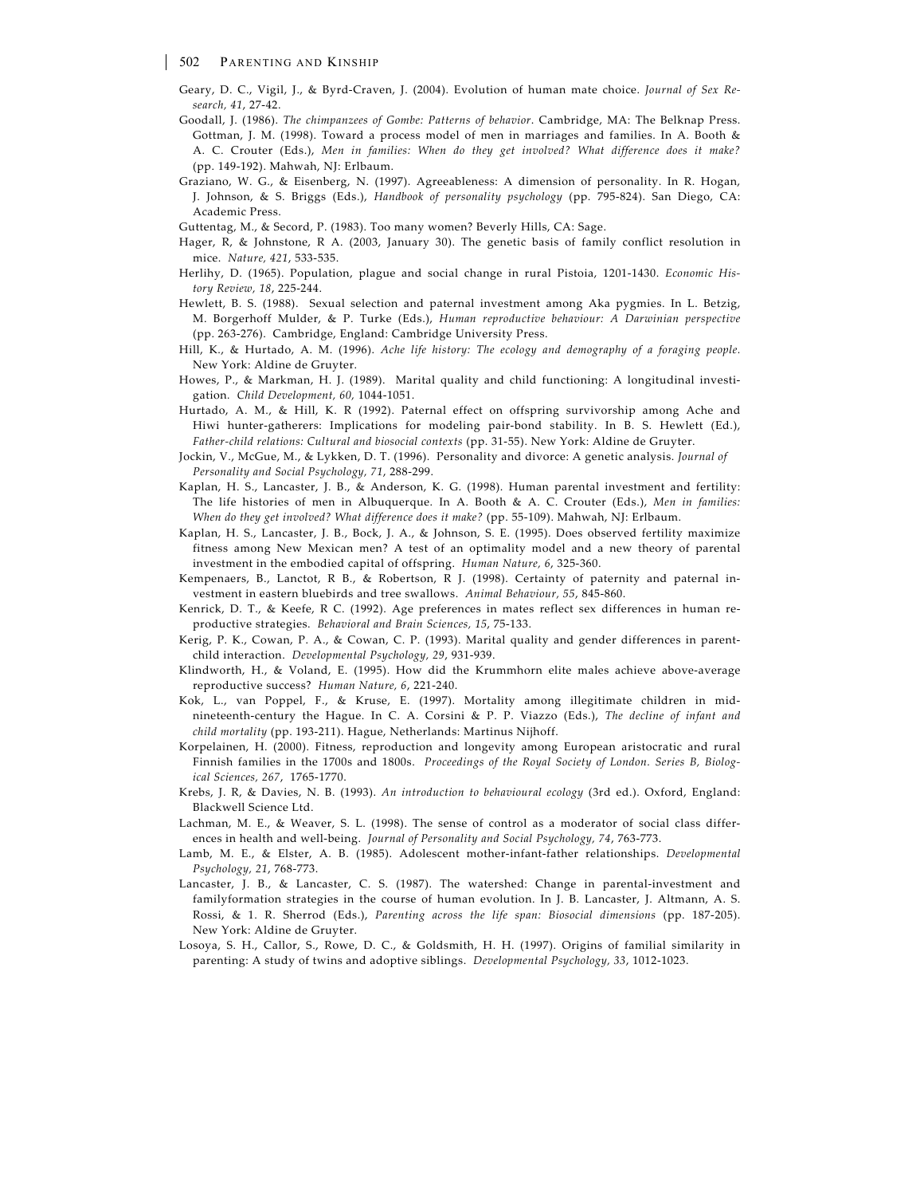Geary, D. C., Vigil, J., & Byrd-Craven, J. (2004). Evolution of human mate choice. *Journal of Sex Research, 41*, 27-42.

Goodall, J. (1986). *The chimpanzees of Gombe: Patterns of behavior*. Cambridge, MA: The Belknap Press.

Gottman, J. M. (1998). Toward a process model of men in marriages and families. In A. Booth & A. C. Crouter (Eds.), *Men in families: When do they get involved? What difference does it make?* (pp. 149-192). Mahwah, NJ: Erlbaum.

Graziano, W. G., & Eisenberg, N. (1997). Agreeableness: A dimension of personality. In R. Hogan, J. Johnson, & S. Briggs (Eds.), *Handbook of personality psychology* (pp. 795-824). San Diego, CA: Academic Press.

Guttentag, M., & Secord, P. (1983). Too many women? Beverly Hills, CA: Sage.

Hager, R, & Johnstone, R A. (2003, January 30). The genetic basis of family conflict resolution in mice. *Nature, 421*, 533-535.

Herlihy, D. (1965). Population, plague and social change in rural Pistoia, 1201-1430. *Economic History Review, 18*, 225-244.

Hewlett, B. S. (1988). Sexual selection and paternal investment among Aka pygmies. In L. Betzig, M. Borgerhoff Mulder, & P. Turke (Eds.), *Human reproductive behaviour: A Darwinian perspective* (pp. 263-276). Cambridge, England: Cambridge University Press.

Hill, K., & Hurtado, A. M. (1996). *Ache life history: The ecology and demography of a foraging people.* New York: Aldine de Gruyter.

Howes, P., & Markman, H. J. (1989). Marital quality and child functioning: A longitudinal investigation. *Child Development, 60*, 1044-1051.

Hurtado, A. M., & Hill, K. R (1992). Paternal effect on offspring survivorship among Ache and Hiwi hunter-gatherers: Implications for modeling pair-bond stability. In B. S. Hewlett (Ed.), *Father-child relations: Cultural and biosocial contexts* (pp. 31-55). New York: Aldine de Gruyter.

Jockin, V., McGue, M., & Lykken, D. T. (1996). Personality and divorce: A genetic analysis. *Journal of Personality and Social Psychology, 71*, 288-299.

Kaplan, H. S., Lancaster, J. B., & Anderson, K. G. (1998). Human parental investment and fertility: The life histories of men in Albuquerque. In A. Booth & A. C. Crouter (Eds.), *Men in families: When do they get involved? What difference does it make?* (pp. 55-109). Mahwah, NJ: Erlbaum.

Kaplan, H. S., Lancaster, J. B., Bock, J. A., & Johnson, S. E. (1995). Does observed fertility maximize fitness among New Mexican men? A test of an optimality model and a new theory of parental investment in the embodied capital of offspring. *Human Nature, 6*, 325-360.

Kempenaers, B., Lanctot, R B., & Robertson, R J. (1998). Certainty of paternity and paternal investment in eastern bluebirds and tree swallows. *Animal Behaviour, 55*, 845-860.

Kenrick, D. T., & Keefe, R C. (1992). Age preferences in mates reflect sex differences in human reproductive strategies. *Behavioral and Brain Sciences, 15*, 75-133.

Kerig, P. K., Cowan, P. A., & Cowan, C. P. (1993). Marital quality and gender differences in parent-child interaction. *Developmental Psychology, 29*, 931-939.

Klindworth, H., & Voland, E. (1995). How did the Krummhorn elite males achieve above-average reproductive success? *Human Nature, 6*, 221-240.

Kok, L., van Poppel, F., & Kruse, E. (1997). Mortality among illegitimate children in mid-nineteenth-century the Hague. In C. A. Corsini & P. P. Viazzo (Eds.), *The decline of infant and child mortality* (pp. 193-211). Hague, Netherlands: Martinus Nijhoff.

Korpelainen, H. (2000). Fitness, reproduction and longevity among European aristocratic and rural Finnish families in the 1700s and 1800s. *Proceedings of the Royal Society of London. Series B, Biological Sciences, 267*, 1765-1770.

Krebs, J. R, & Davies, N. B. (1993). *An introduction to behavioural ecology* (3rd ed.). Oxford, England: Blackwell Science Ltd.

Lachman, M. E., & Weaver, S. L. (1998). The sense of control as a moderator of social class differences in health and well-being. *Journal of Personality and Social Psychology, 74*, 763-773.

Lamb, M. E., & Elster, A. B. (1985). Adolescent mother-infant-father relationships. *Developmental Psychology, 21*, 768-773.

Lancaster, J. B., & Lancaster, C. S. (1987). The watershed: Change in parental-investment and familyformation strategies in the course of human evolution. In J. B. Lancaster, J. Altmann, A. S. Rossi, & 1. R. Sherrod (Eds.), *Parenting across the life span: Biosocial dimensions* (pp. 187-205). New York: Aldine de Gruyter.

Losoya, S. H., Callor, S., Rowe, D. C., & Goldsmith, H. H. (1997). Origins of familial similarity in parenting: A study of twins and adoptive siblings. *Developmental Psychology, 33*, 1012-1023.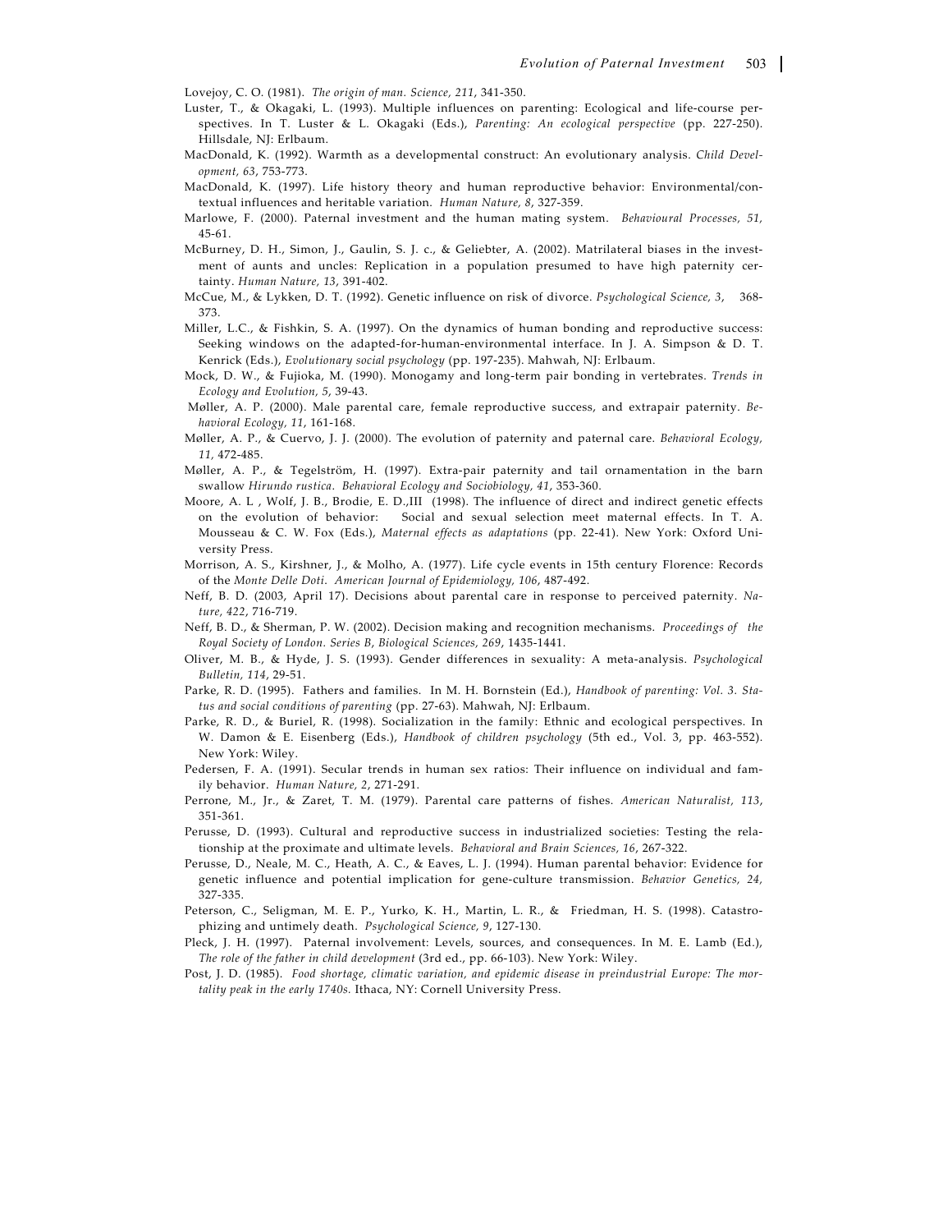Lovejoy, C. O. (1981). *The origin of man. Science, 211*, 341-350.

Luster, T., & Okagaki, L. (1993). Multiple influences on parenting: Ecological and life-course perspectives. In T. Luster & L. Okagaki (Eds.), *Parenting: An ecological perspective* (pp. 227-250). Hillsdale, NJ: Erlbaum.

MacDonald, K. (1992). Warmth as a developmental construct: An evolutionary analysis. *Child Development, 63*, 753-773.

MacDonald, K. (1997). Life history theory and human reproductive behavior: Environmental/contextual influences and heritable variation. *Human Nature, 8*, 327-359.

Marlowe, F. (2000). Paternal investment and the human mating system. *Behavioural Processes, 51*, 45-61.

McBurney, D. H., Simon, J., Gaulin, S. J. c., & Geliebter, A. (2002). Matrilateral biases in the investment of aunts and uncles: Replication in a population presumed to have high paternity certainty. *Human Nature, 13*, 391-402.

McCue, M., & Lykken, D. T. (1992). Genetic influence on risk of divorce. *Psychological Science, 3*, 368-373.

Miller, L.C., & Fishkin, S. A. (1997). On the dynamics of human bonding and reproductive success: Seeking windows on the adapted-for-human-environmental interface. In J. A. Simpson & D. T. Kenrick (Eds.), *Evolutionary social psychology* (pp. 197-235). Mahwah, NJ: Erlbaum.

Mock, D. W., & Fujioka, M. (1990). Monogamy and long-term pair bonding in vertebrates. *Trends in Ecology and Evolution, 5*, 39-43.

Møller, A. P. (2000). Male parental care, female reproductive success, and extrapair paternity. *Behavioral Ecology, 11*, 161-168.

Møller, A. P., & Cuervo, J. J. (2000). The evolution of paternity and paternal care. *Behavioral Ecology, 11*, 472-485.

Møller, A. P., & Tegelström, H. (1997). Extra-pair paternity and tail ornamentation in the barn swallow *Hirundo rustica*. *Behavioral Ecology and Sociobiology, 41*, 353-360.

Moore, A. L , Wolf, J. B., Brodie, E. D.,III (1998). The influence of direct and indirect genetic effects on the evolution of behavior: Social and sexual selection meet maternal effects. In T. A. Mousseau & C. W. Fox (Eds.), *Maternal effects as adaptations* (pp. 22-41). New York: Oxford University Press.

Morrison, A. S., Kirshner, J., & Molho, A. (1977). Life cycle events in 15th century Florence: Records of the *Monte Delle Doti*. *American Journal of Epidemiology, 106*, 487-492.

Neff, B. D. (2003, April 17). Decisions about parental care in response to perceived paternity. *Nature, 422*, 716-719.

Neff, B. D., & Sherman, P. W. (2002). Decision making and recognition mechanisms. *Proceedings of the Royal Society of London. Series B, Biological Sciences, 269*, 1435-1441.

Oliver, M. B., & Hyde, J. S. (1993). Gender differences in sexuality: A meta-analysis. *Psychological Bulletin, 114*, 29-51.

Parke, R. D. (1995). Fathers and families. In M. H. Bornstein (Ed.), *Handbook of parenting: Vol. 3. Status and social conditions of parenting* (pp. 27-63). Mahwah, NJ: Erlbaum.

Parke, R. D., & Buriel, R. (1998). Socialization in the family: Ethnic and ecological perspectives. In W. Damon & E. Eisenberg (Eds.), *Handbook of children psychology* (5th ed., Vol. 3, pp. 463-552). New York: Wiley.

Pedersen, F. A. (1991). Secular trends in human sex ratios: Their influence on individual and family behavior. *Human Nature, 2*, 271-291.

Perrone, M., Jr., & Zaret, T. M. (1979). Parental care patterns of fishes. *American Naturalist, 113*, 351-361.

Perusse, D. (1993). Cultural and reproductive success in industrialized societies: Testing the relationship at the proximate and ultimate levels. *Behavioral and Brain Sciences, 16*, 267-322.

Perusse, D., Neale, M. C., Heath, A. C., & Eaves, L. J. (1994). Human parental behavior: Evidence for genetic influence and potential implication for gene-culture transmission. *Behavior Genetics, 24*, 327-335.

Peterson, C., Seligman, M. E. P., Yurko, K. H., Martin, L. R., & Friedman, H. S. (1998). Catastrophizing and untimely death. *Psychological Science, 9*, 127-130.

Pleck, J. H. (1997). Paternal involvement: Levels, sources, and consequences. In M. E. Lamb (Ed.), *The role of the father in child development* (3rd ed., pp. 66-103). New York: Wiley.

Post, J. D. (1985). *Food shortage, climatic variation, and epidemic disease in preindustrial Europe: The mortality peak in the early 1740s.* Ithaca, NY: Cornell University Press.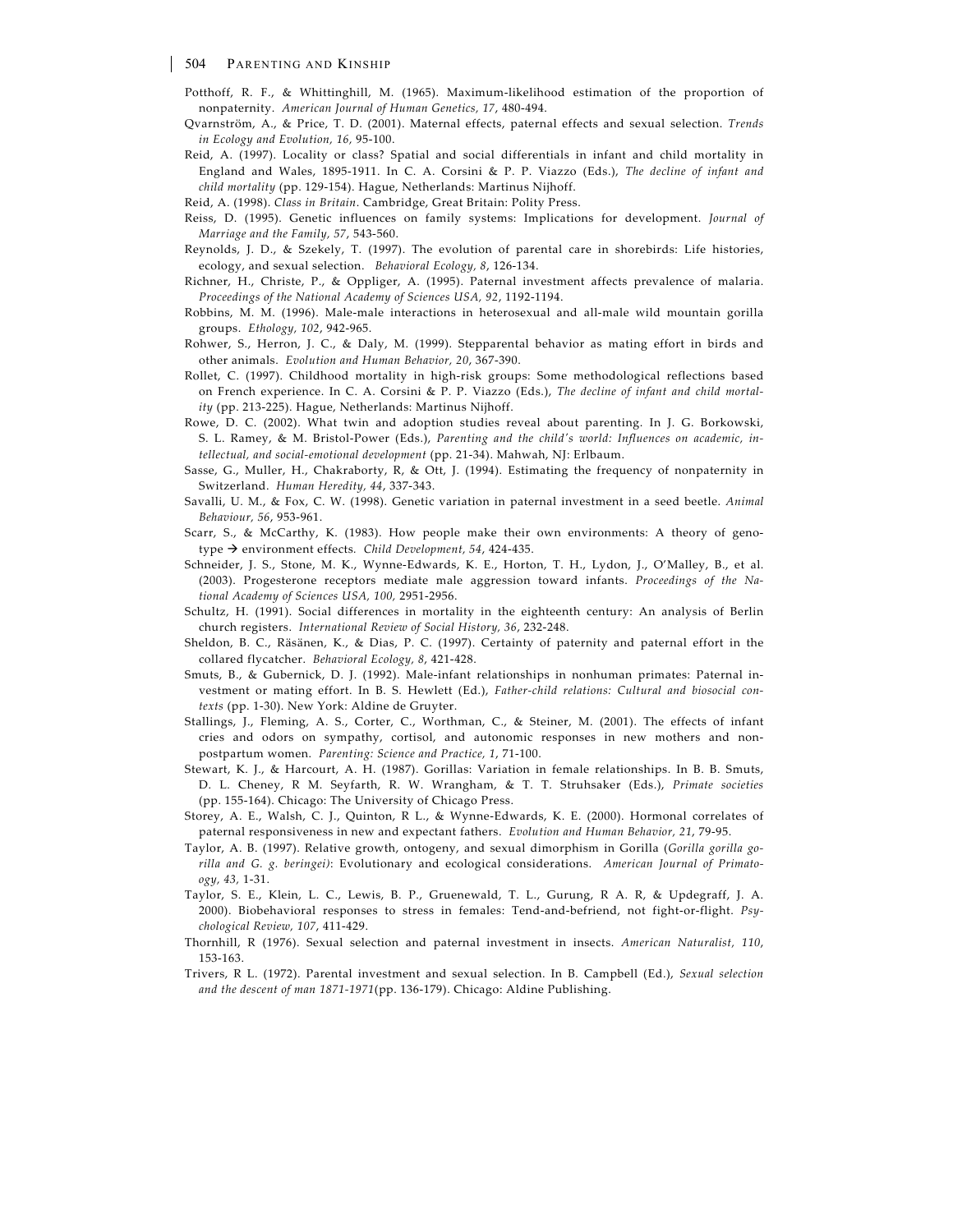Potthoff, R. F., & Whittinghill, M. (1965). Maximum-likelihood estimation of the proportion of nonpaternity. *American Journal of Human Genetics, 17*, 480-494.

Qvarnström, A., & Price, T. D. (2001). Maternal effects, paternal effects and sexual selection. *Trends in Ecology and Evolution, 16,* 95-100.

Reid, A. (1997). Locality or class? Spatial and social differentials in infant and child mortality in England and Wales, 1895-1911. In C. A. Corsini & P. P. Viazzo (Eds.), *The decline of infant and child mortality* (pp. 129-154). Hague, Netherlands: Martinus Nijhoff.

Reid, A. (1998). *Class in Britain*. Cambridge, Great Britain: Polity Press.

Reiss, D. (1995). Genetic influences on family systems: Implications for development. *Journal of Marriage and the Family, 57*, 543-560.

Reynolds, J. D., & Szekely, T. (1997). The evolution of parental care in shorebirds: Life histories, ecology, and sexual selection. *Behavioral Ecology, 8*, 126-134.

Richner, H., Christe, P., & Oppliger, A. (1995). Paternal investment affects prevalence of malaria. *Proceedings of the National Academy of Sciences USA, 92*, 1192-1194.

Robbins, M. M. (1996). Male-male interactions in heterosexual and all-male wild mountain gorilla groups. *Ethology, 102*, 942-965.

Rohwer, S., Herron, J. C., & Daly, M. (1999). Stepparental behavior as mating effort in birds and other animals. *Evolution and Human Behavior, 20*, 367-390.

Rollet, C. (1997). Childhood mortality in high-risk groups: Some methodological reflections based on French experience. In C. A. Corsini & P. P. Viazzo (Eds.), *The decline of infant and child mortality* (pp. 213-225). Hague, Netherlands: Martinus Nijhoff.

Rowe, D. C. (2002). What twin and adoption studies reveal about parenting. In J. G. Borkowski, S. L. Ramey, & M. Bristol-Power (Eds.), *Parenting and the child's world: Influences on academic, intellectual, and social-emotional development* (pp. 21-34). Mahwah, NJ: Erlbaum.

Sasse, G., Muller, H., Chakraborty, R, & Ott, J. (1994). Estimating the frequency of nonpaternity in Switzerland. *Human Heredity, 44*, 337-343.

Savalli, U. M., & Fox, C. W. (1998). Genetic variation in paternal investment in a seed beetle. *Animal Behaviour, 56*, 953-961.

Scarr, S., & McCarthy, K. (1983). How people make their own environments: A theory of genotype → environment effects. *Child Development, 54*, 424-435.

Schneider, J. S., Stone, M. K., Wynne-Edwards, K. E., Horton, T. H., Lydon, J., O'Malley, B., et al. (2003). Progesterone receptors mediate male aggression toward infants. *Proceedings of the National Academy of Sciences USA, 100,* 2951-2956.

Schultz, H. (1991). Social differences in mortality in the eighteenth century: An analysis of Berlin church registers. *International Review of Social History, 36*, 232-248.

Sheldon, B. C., Räsänen, K., & Dias, P. C. (1997). Certainty of paternity and paternal effort in the collared flycatcher. *Behavioral Ecology, 8*, 421-428.

Smuts, B., & Gubernick, D. J. (1992). Male-infant relationships in nonhuman primates: Paternal investment or mating effort. In B. S. Hewlett (Ed.), *Father-child relations: Cultural and biosocial contexts* (pp. 1-30). New York: Aldine de Gruyter.

Stallings, J., Fleming, A. S., Corter, C., Worthman, C., & Steiner, M. (2001). The effects of infant cries and odors on sympathy, cortisol, and autonomic responses in new mothers and nonpostpartum women. *Parenting: Science and Practice, 1*, 71-100.

Stewart, K. J., & Harcourt, A. H. (1987). Gorillas: Variation in female relationships. In B. B. Smuts, D. L. Cheney, R M. Seyfarth, R. W. Wrangham, & T. T. Struhsaker (Eds.), *Primate societies* (pp. 155-164). Chicago: The University of Chicago Press.

Storey, A. E., Walsh, C. J., Quinton, R L., & Wynne-Edwards, K. E. (2000). Hormonal correlates of paternal responsiveness in new and expectant fathers. *Evolution and Human Behavior, 21*, 79-95.

Taylor, A. B. (1997). Relative growth, ontogeny, and sexual dimorphism in Gorilla (*Gorilla gorilla gorilla and G. g. beringei)*: Evolutionary and ecological considerations. *American Journal of Primatology, 43,* 1-31.

Taylor, S. E., Klein, L. C., Lewis, B. P., Gruenewald, T. L., Gurung, R A. R, & Updegraff, J. A. 2000). Biobehavioral responses to stress in females: Tend-and-befriend, not fight-or-flight. *Psychological Review, 107*, 411-429.

Thornhill, R (1976). Sexual selection and paternal investment in insects. *American Naturalist, 110*, 153-163.

Trivers, R L. (1972). Parental investment and sexual selection. In B. Campbell (Ed.), *Sexual selection and the descent of man 1871-1971*(pp. 136-179). Chicago: Aldine Publishing.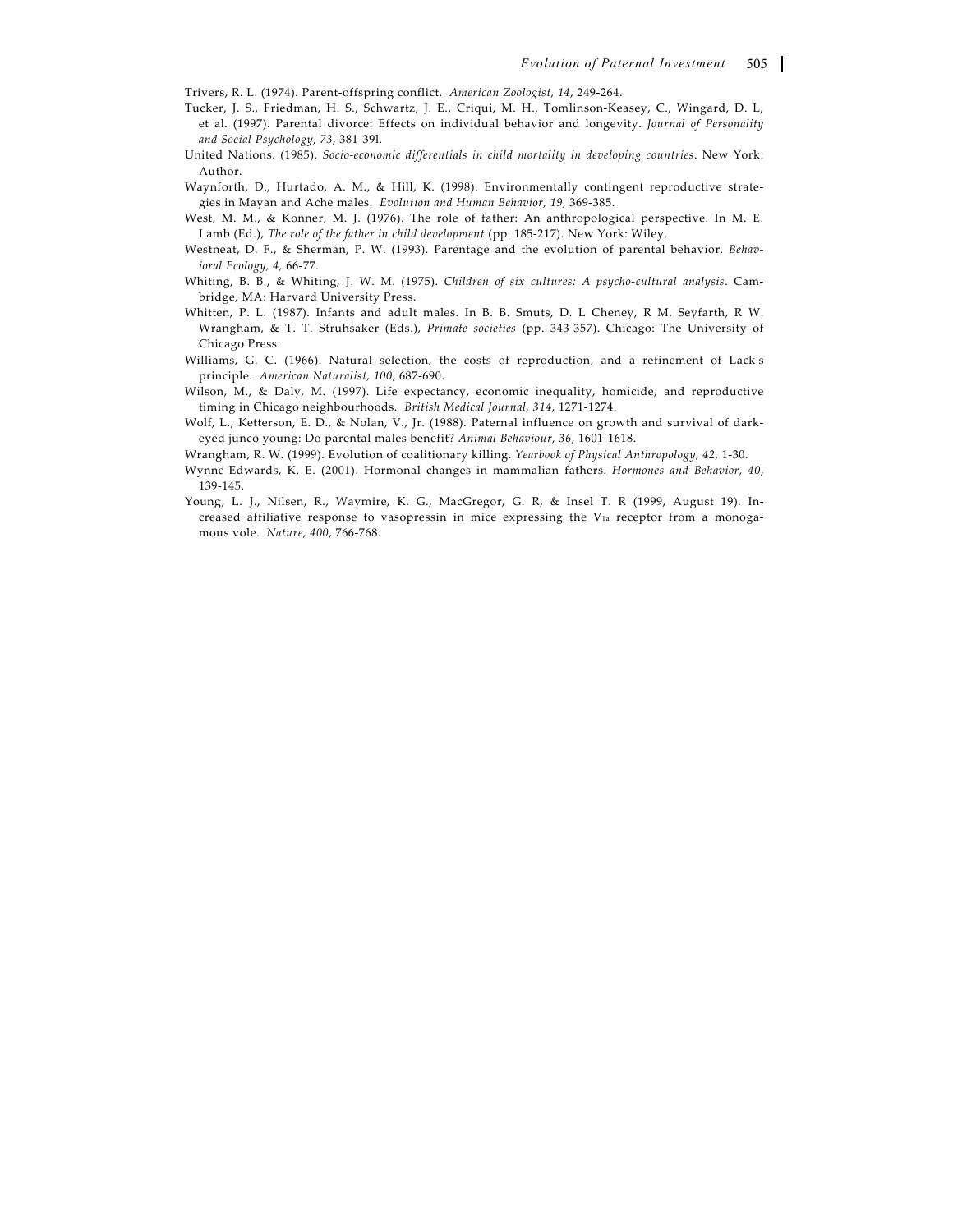Trivers, R. L. (1974). Parent-offspring conflict. *American Zoologist, 14*, 249-264.

Tucker, J. S., Friedman, H. S., Schwartz, J. E., Criqui, M. H., Tomlinson-Keasey, C., Wingard, D. L, et al. (1997). Parental divorce: Effects on individual behavior and longevity. *Journal of Personality and Social Psychology, 73*, 381-39l.

United Nations. (1985). *Socio-economic differentials in child mortality in developing countries*. New York: Author.

Waynforth, D., Hurtado, A. M., & Hill, K. (1998). Environmentally contingent reproductive strategies in Mayan and Ache males. *Evolution and Human Behavior, 19*, 369-385.

West, M. M., & Konner, M. J. (1976). The role of father: An anthropological perspective. In M. E. Lamb (Ed.), *The role of the father in child development* (pp. 185-217). New York: Wiley.

Westneat, D. F., & Sherman, P. W. (1993). Parentage and the evolution of parental behavior. *Behavioral Ecology, 4*, 66-77.

Whiting, B. B., & Whiting, J. W. M. (1975). *Children of six cultures: A psycho-cultural analysis*. Cambridge, MA: Harvard University Press.

Whitten, P. L. (1987). Infants and adult males. In B. B. Smuts, D. L Cheney, R M. Seyfarth, R W. Wrangham, & T. T. Struhsaker (Eds.), *Primate societies* (pp. 343-357). Chicago: The University of Chicago Press.

Williams, G. C. (1966). Natural selection, the costs of reproduction, and a refinement of Lack's principle. *American Naturalist, 100*, 687-690.

Wilson, M., & Daly, M. (1997). Life expectancy, economic inequality, homicide, and reproductive timing in Chicago neighbourhoods. *British Medical Journal, 314*, 1271-1274.

Wolf, L., Ketterson, E. D., & Nolan, V., Jr. (1988). Paternal influence on growth and survival of dark-eyed junco young: Do parental males benefit? *Animal Behaviour, 36*, 1601-1618.

Wrangham, R. W. (1999). Evolution of coalitionary killing. *Yearbook of Physical Anthropology, 42*, 1-30.

Wynne-Edwards, K. E. (2001). Hormonal changes in mammalian fathers. *Hormones and Behavior, 40*, 139-145.

Young, L. J., Nilsen, R., Waymire, K. G., MacGregor, G. R, & Insel T. R (1999, August 19). Increased affiliative response to vasopressin in mice expressing the $V_{1a}$ receptor from a monogamous vole. *Nature, 400*, 766-768.